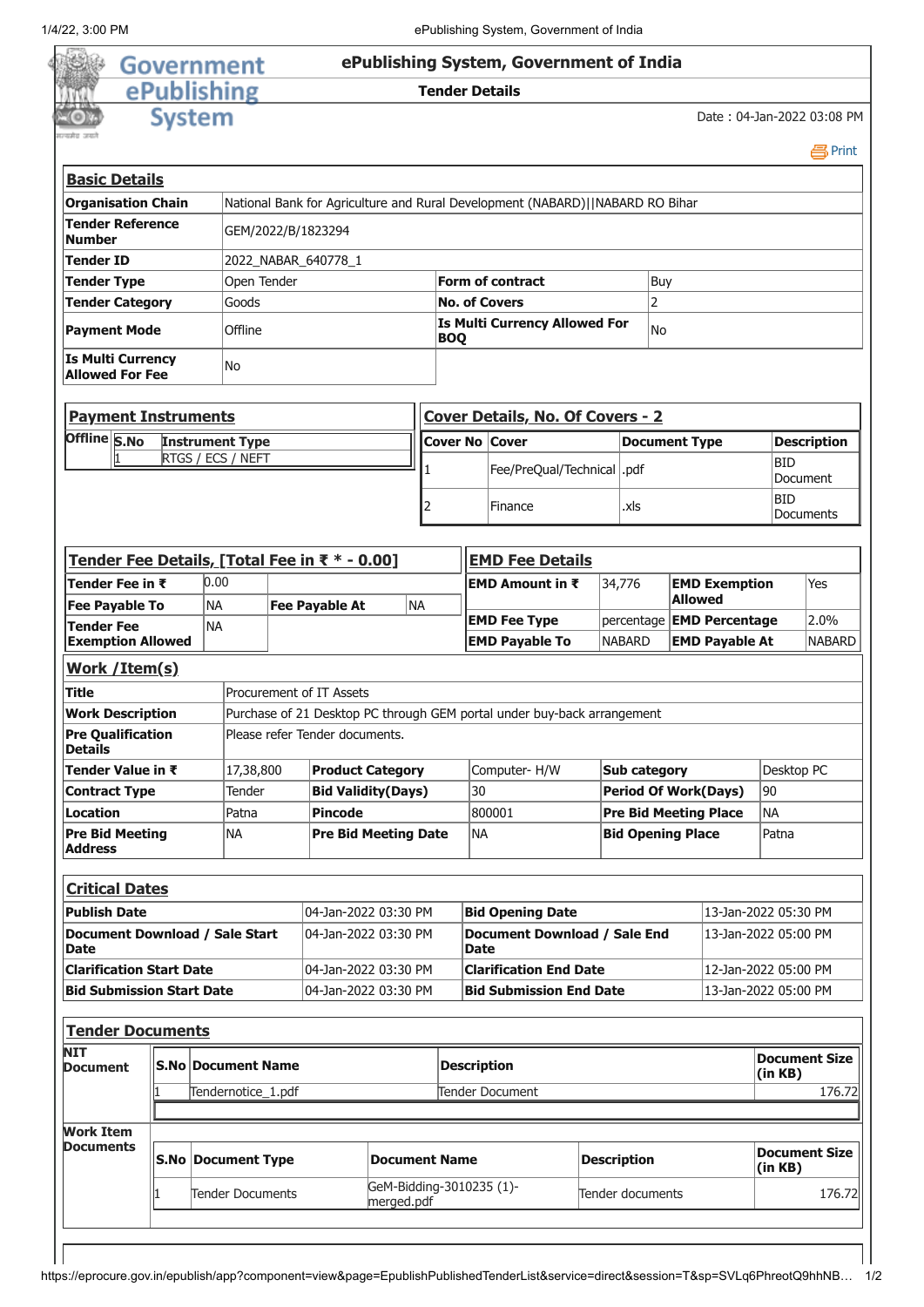# ePublishing System, Government of India

**Tender Details**

Date : 04-Jan-2022 03:08 PM

## Basic Details

| | | | |
|---|---|---|---|
| **Organisation Chain** | National Bank for Agriculture and Rural Development (NABARD)\|\|NABARD RO Bihar | | |
| **Tender Reference Number** | GEM/2022/B/1823294 | | |
| **Tender ID** | 2022_NABAR_640778_1 | | |
| **Tender Type** | Open Tender | **Form of contract** | Buy |
| **Tender Category** | Goods | **No. of Covers** | 2 |
| **Payment Mode** | Offline | **Is Multi Currency Allowed For BOQ** | No |
| **Is Multi Currency Allowed For Fee** | No | | |

## Payment Instruments

| Offline | S.No | Instrument Type |
|---|---|---|
| | 1 | RTGS / ECS / NEFT |

## Cover Details, No. Of Covers - 2

| Cover No | Cover | Document Type | Description |
|---|---|---|---|
| 1 | Fee/PreQual/Technical | .pdf | BID Document |
| 2 | Finance | .xls | BID Documents |

## Tender Fee Details, [Total Fee in ₹ * - 0.00]

| | | | |
|---|---|---|---|
| **Tender Fee in ₹** | 0.00 | | |
| **Fee Payable To** | NA | **Fee Payable At** | NA |
| **Tender Fee Exemption Allowed** | NA | | |

## EMD Fee Details

| | | | |
|---|---|---|---|
| **EMD Amount in ₹** | 34,776 | **EMD Exemption Allowed** | Yes |
| **EMD Fee Type** | percentage | **EMD Percentage** | 2.0% |
| **EMD Payable To** | NABARD | **EMD Payable At** | NABARD |

## Work /Item(s)

| | | | | | |
|---|---|---|---|---|---|
| **Title** | Procurement of IT Assets | | | | |
| **Work Description** | Purchase of 21 Desktop PC through GEM portal under buy-back arrangement | | | | |
| **Pre Qualification Details** | Please refer Tender documents. | | | | |
| **Tender Value in ₹** | 17,38,800 | **Product Category** | Computer- H/W | **Sub category** | Desktop PC |
| **Contract Type** | Tender | **Bid Validity(Days)** | 30 | **Period Of Work(Days)** | 90 |
| **Location** | Patna | **Pincode** | 800001 | **Pre Bid Meeting Place** | NA |
| **Pre Bid Meeting Address** | NA | **Pre Bid Meeting Date** | NA | **Bid Opening Place** | Patna |

## Critical Dates

| | | | |
|---|---|---|---|
| **Publish Date** | 04-Jan-2022 03:30 PM | **Bid Opening Date** | 13-Jan-2022 05:30 PM |
| **Document Download / Sale Start Date** | 04-Jan-2022 03:30 PM | **Document Download / Sale End Date** | 13-Jan-2022 05:00 PM |
| **Clarification Start Date** | 04-Jan-2022 03:30 PM | **Clarification End Date** | 12-Jan-2022 05:00 PM |
| **Bid Submission Start Date** | 04-Jan-2022 03:30 PM | **Bid Submission End Date** | 13-Jan-2022 05:00 PM |

## Tender Documents

**NIT Document**

| S.No | Document Name | Description | Document Size (in KB) |
|---|---|---|---|
| 1 | Tendernotice_1.pdf | Tender Document | 176.72 |

**Work Item Documents**

| S.No | Document Type | Document Name | Description | Document Size (in KB) |
|---|---|---|---|---|
| 1 | Tender Documents | GeM-Bidding-3010235 (1)-merged.pdf | Tender documents | 176.72 |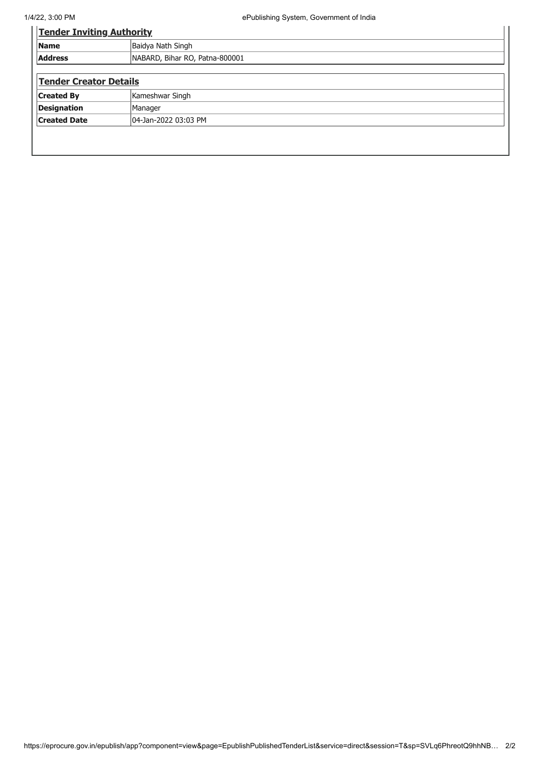## Tender Inviting Authority

| | |
|---|---|
| **Name** | Baidya Nath Singh |
| **Address** | NABARD, Bihar RO, Patna-800001 |

## Tender Creator Details

| | |
|---|---|
| **Created By** | Kameshwar Singh |
| **Designation** | Manager |
| **Created Date** | 04-Jan-2022 03:03 PM |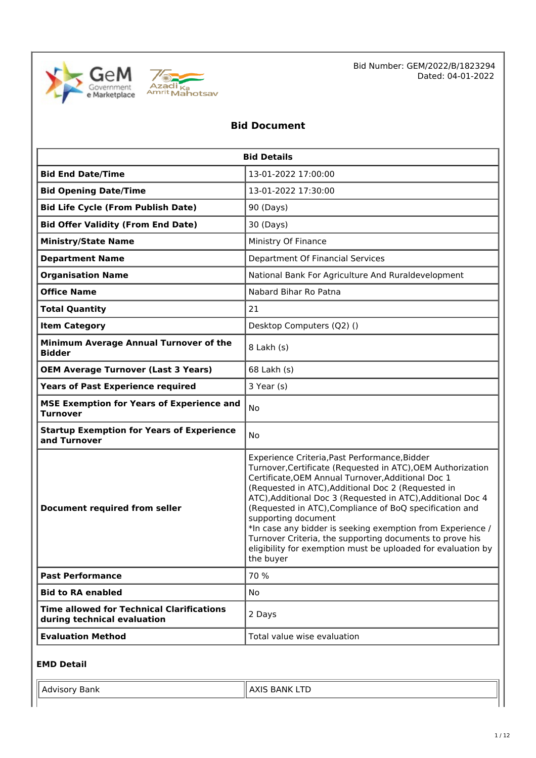Bid Number: GEM/2022/B/1823294
Dated: 04-01-2022

# Bid Document

| Bid Details | |
|---|---|
| **Bid End Date/Time** | 13-01-2022 17:00:00 |
| **Bid Opening Date/Time** | 13-01-2022 17:30:00 |
| **Bid Life Cycle (From Publish Date)** | 90 (Days) |
| **Bid Offer Validity (From End Date)** | 30 (Days) |
| **Ministry/State Name** | Ministry Of Finance |
| **Department Name** | Department Of Financial Services |
| **Organisation Name** | National Bank For Agriculture And Ruraldevelopment |
| **Office Name** | Nabard Bihar Ro Patna |
| **Total Quantity** | 21 |
| **Item Category** | Desktop Computers (Q2) () |
| **Minimum Average Annual Turnover of the Bidder** | 8 Lakh (s) |
| **OEM Average Turnover (Last 3 Years)** | 68 Lakh (s) |
| **Years of Past Experience required** | 3 Year (s) |
| **MSE Exemption for Years of Experience and Turnover** | No |
| **Startup Exemption for Years of Experience and Turnover** | No |
| **Document required from seller** | Experience Criteria,Past Performance,Bidder Turnover,Certificate (Requested in ATC),OEM Authorization Certificate,OEM Annual Turnover,Additional Doc 1 (Requested in ATC),Additional Doc 2 (Requested in ATC),Additional Doc 3 (Requested in ATC),Additional Doc 4 (Requested in ATC),Compliance of BoQ specification and supporting document<br>*In case any bidder is seeking exemption from Experience / Turnover Criteria, the supporting documents to prove his eligibility for exemption must be uploaded for evaluation by the buyer |
| **Past Performance** | 70 % |
| **Bid to RA enabled** | No |
| **Time allowed for Technical Clarifications during technical evaluation** | 2 Days |
| **Evaluation Method** | Total value wise evaluation |

### EMD Detail

| Advisory Bank | AXIS BANK LTD |
|---|---|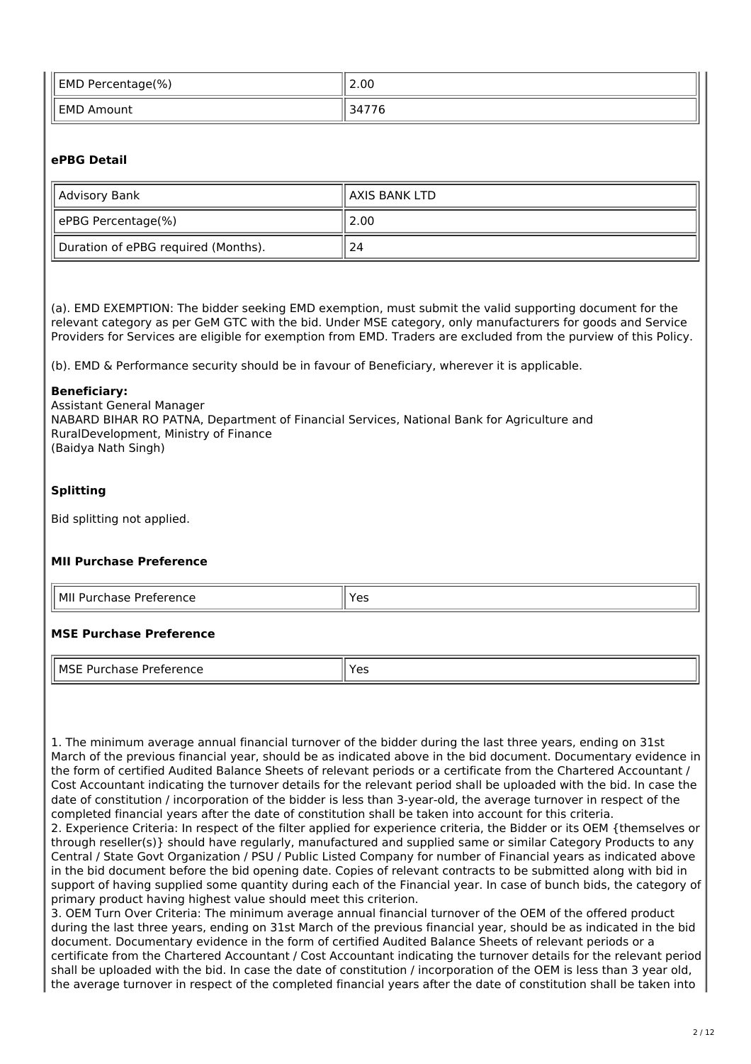| EMD Percentage(%) | 2.00 |
| --- | --- |
| EMD Amount | 34776 |

### ePBG Detail

| Advisory Bank | AXIS BANK LTD |
| --- | --- |
| ePBG Percentage(%) | 2.00 |
| Duration of ePBG required (Months). | 24 |

(a). EMD EXEMPTION: The bidder seeking EMD exemption, must submit the valid supporting document for the relevant category as per GeM GTC with the bid. Under MSE category, only manufacturers for goods and Service Providers for Services are eligible for exemption from EMD. Traders are excluded from the purview of this Policy.

(b). EMD & Performance security should be in favour of Beneficiary, wherever it is applicable.

**Beneficiary:**
Assistant General Manager
NABARD BIHAR RO PATNA, Department of Financial Services, National Bank for Agriculture and RuralDevelopment, Ministry of Finance
(Baidya Nath Singh)

### Splitting

Bid splitting not applied.

### MII Purchase Preference

| MII Purchase Preference | Yes |
| --- | --- |

### MSE Purchase Preference

| MSE Purchase Preference | Yes |
| --- | --- |

1. The minimum average annual financial turnover of the bidder during the last three years, ending on 31st March of the previous financial year, should be as indicated above in the bid document. Documentary evidence in the form of certified Audited Balance Sheets of relevant periods or a certificate from the Chartered Accountant / Cost Accountant indicating the turnover details for the relevant period shall be uploaded with the bid. In case the date of constitution / incorporation of the bidder is less than 3-year-old, the average turnover in respect of the completed financial years after the date of constitution shall be taken into account for this criteria.
2. Experience Criteria: In respect of the filter applied for experience criteria, the Bidder or its OEM {themselves or through reseller(s)} should have regularly, manufactured and supplied same or similar Category Products to any Central / State Govt Organization / PSU / Public Listed Company for number of Financial years as indicated above in the bid document before the bid opening date. Copies of relevant contracts to be submitted along with bid in support of having supplied some quantity during each of the Financial year. In case of bunch bids, the category of primary product having highest value should meet this criterion.
3. OEM Turn Over Criteria: The minimum average annual financial turnover of the OEM of the offered product during the last three years, ending on 31st March of the previous financial year, should be as indicated in the bid document. Documentary evidence in the form of certified Audited Balance Sheets of relevant periods or a certificate from the Chartered Accountant / Cost Accountant indicating the turnover details for the relevant period shall be uploaded with the bid. In case the date of constitution / incorporation of the OEM is less than 3 year old, the average turnover in respect of the completed financial years after the date of constitution shall be taken into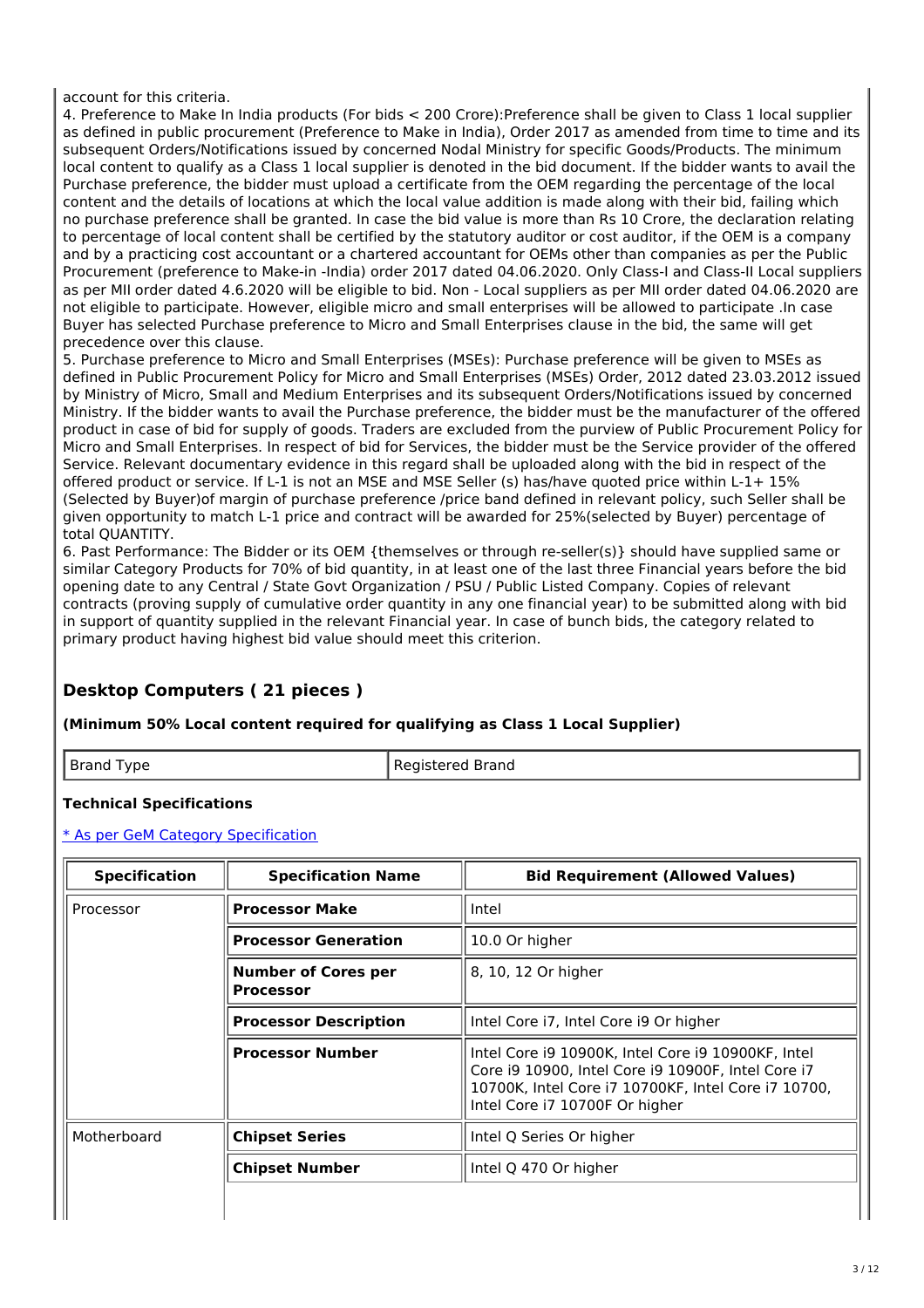account for this criteria.

4. Preference to Make In India products (For bids < 200 Crore):Preference shall be given to Class 1 local supplier as defined in public procurement (Preference to Make in India), Order 2017 as amended from time to time and its subsequent Orders/Notifications issued by concerned Nodal Ministry for specific Goods/Products. The minimum local content to qualify as a Class 1 local supplier is denoted in the bid document. If the bidder wants to avail the Purchase preference, the bidder must upload a certificate from the OEM regarding the percentage of the local content and the details of locations at which the local value addition is made along with their bid, failing which no purchase preference shall be granted. In case the bid value is more than Rs 10 Crore, the declaration relating to percentage of local content shall be certified by the statutory auditor or cost auditor, if the OEM is a company and by a practicing cost accountant or a chartered accountant for OEMs other than companies as per the Public Procurement (preference to Make-in -India) order 2017 dated 04.06.2020. Only Class-I and Class-II Local suppliers as per MII order dated 4.6.2020 will be eligible to bid. Non - Local suppliers as per MII order dated 04.06.2020 are not eligible to participate. However, eligible micro and small enterprises will be allowed to participate .In case Buyer has selected Purchase preference to Micro and Small Enterprises clause in the bid, the same will get precedence over this clause.

5. Purchase preference to Micro and Small Enterprises (MSEs): Purchase preference will be given to MSEs as defined in Public Procurement Policy for Micro and Small Enterprises (MSEs) Order, 2012 dated 23.03.2012 issued by Ministry of Micro, Small and Medium Enterprises and its subsequent Orders/Notifications issued by concerned Ministry. If the bidder wants to avail the Purchase preference, the bidder must be the manufacturer of the offered product in case of bid for supply of goods. Traders are excluded from the purview of Public Procurement Policy for Micro and Small Enterprises. In respect of bid for Services, the bidder must be the Service provider of the offered Service. Relevant documentary evidence in this regard shall be uploaded along with the bid in respect of the offered product or service. If L-1 is not an MSE and MSE Seller (s) has/have quoted price within L-1+ 15% (Selected by Buyer)of margin of purchase preference /price band defined in relevant policy, such Seller shall be given opportunity to match L-1 price and contract will be awarded for 25%(selected by Buyer) percentage of total QUANTITY.

6. Past Performance: The Bidder or its OEM {themselves or through re-seller(s)} should have supplied same or similar Category Products for 70% of bid quantity, in at least one of the last three Financial years before the bid opening date to any Central / State Govt Organization / PSU / Public Listed Company. Copies of relevant contracts (proving supply of cumulative order quantity in any one financial year) to be submitted along with bid in support of quantity supplied in the relevant Financial year. In case of bunch bids, the category related to primary product having highest bid value should meet this criterion.

## Desktop Computers ( 21 pieces )

**(Minimum 50% Local content required for qualifying as Class 1 Local Supplier)**

| Brand Type | Registered Brand |
|---|---|

**Technical Specifications**

[* As per GeM Category Specification]

| Specification | Specification Name | Bid Requirement (Allowed Values) |
|---|---|---|
| Processor | **Processor Make** | Intel |
| | **Processor Generation** | 10.0 Or higher |
| | **Number of Cores per Processor** | 8, 10, 12 Or higher |
| | **Processor Description** | Intel Core i7, Intel Core i9 Or higher |
| | **Processor Number** | Intel Core i9 10900K, Intel Core i9 10900KF, Intel Core i9 10900, Intel Core i9 10900F, Intel Core i7 10700K, Intel Core i7 10700KF, Intel Core i7 10700, Intel Core i7 10700F Or higher |
| Motherboard | **Chipset Series** | Intel Q Series Or higher |
| | **Chipset Number** | Intel Q 470 Or higher |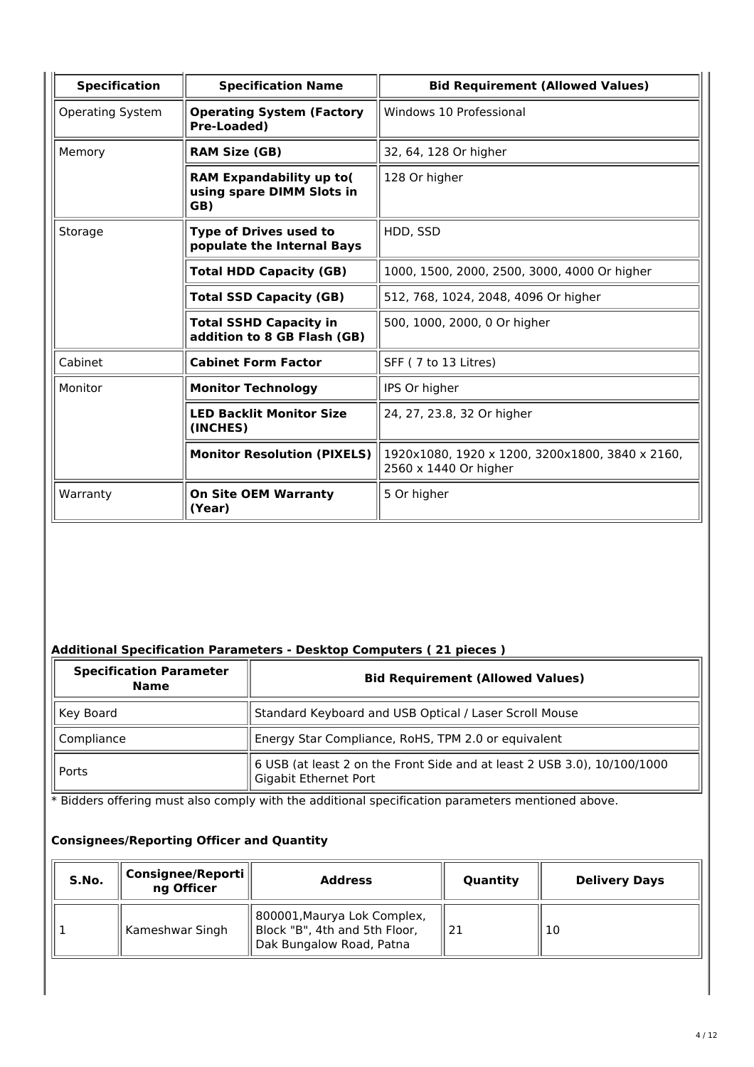| Specification | Specification Name | Bid Requirement (Allowed Values) |
| --- | --- | --- |
| Operating System | **Operating System (Factory Pre-Loaded)** | Windows 10 Professional |
| Memory | **RAM Size (GB)** | 32, 64, 128 Or higher |
| | **RAM Expandability up to( using spare DIMM Slots in GB)** | 128 Or higher |
| Storage | **Type of Drives used to populate the Internal Bays** | HDD, SSD |
| | **Total HDD Capacity (GB)** | 1000, 1500, 2000, 2500, 3000, 4000 Or higher |
| | **Total SSD Capacity (GB)** | 512, 768, 1024, 2048, 4096 Or higher |
| | **Total SSHD Capacity in addition to 8 GB Flash (GB)** | 500, 1000, 2000, 0 Or higher |
| Cabinet | **Cabinet Form Factor** | SFF ( 7 to 13 Litres) |
| Monitor | **Monitor Technology** | IPS Or higher |
| | **LED Backlit Monitor Size (INCHES)** | 24, 27, 23.8, 32 Or higher |
| | **Monitor Resolution (PIXELS)** | 1920x1080, 1920 x 1200, 3200x1800, 3840 x 2160, 2560 x 1440 Or higher |
| Warranty | **On Site OEM Warranty (Year)** | 5 Or higher |

### Additional Specification Parameters - Desktop Computers ( 21 pieces )

| Specification Parameter Name | Bid Requirement (Allowed Values) |
| --- | --- |
| Key Board | Standard Keyboard and USB Optical / Laser Scroll Mouse |
| Compliance | Energy Star Compliance, RoHS, TPM 2.0 or equivalent |
| Ports | 6 USB (at least 2 on the Front Side and at least 2 USB 3.0), 10/100/1000 Gigabit Ethernet Port |

* Bidders offering must also comply with the additional specification parameters mentioned above.

### Consignees/Reporting Officer and Quantity

| S.No. | Consignee/Reporting Officer | Address | Quantity | Delivery Days |
| --- | --- | --- | --- | --- |
| 1 | Kameshwar Singh | 800001,Maurya Lok Complex, Block "B", 4th and 5th Floor, Dak Bungalow Road, Patna | 21 | 10 |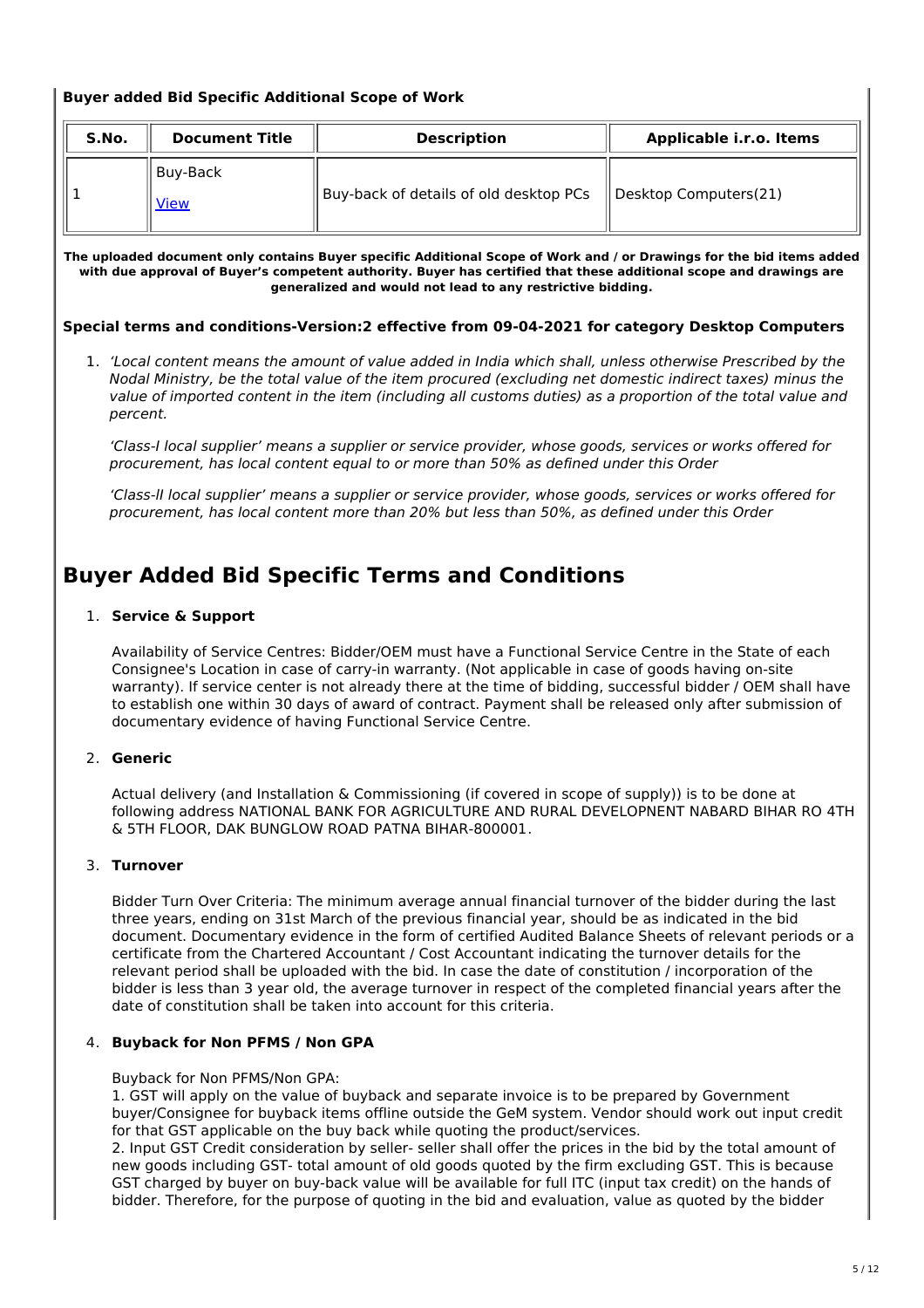**Buyer added Bid Specific Additional Scope of Work**

| S.No. | Document Title | Description | Applicable i.r.o. Items |
|---|---|---|---|
| 1 | Buy-Back View | Buy-back of details of old desktop PCs | Desktop Computers(21) |

**The uploaded document only contains Buyer specific Additional Scope of Work and / or Drawings for the bid items added with due approval of Buyer's competent authority. Buyer has certified that these additional scope and drawings are generalized and would not lead to any restrictive bidding.**

**Special terms and conditions-Version:2 effective from 09-04-2021 for category Desktop Computers**

1. *'Local content means the amount of value added in India which shall, unless otherwise Prescribed by the Nodal Ministry, be the total value of the item procured (excluding net domestic indirect taxes) minus the value of imported content in the item (including all customs duties) as a proportion of the total value and percent.*

   *'Class-I local supplier' means a supplier or service provider, whose goods, services or works offered for procurement, has local content equal to or more than 50% as defined under this Order*

   *'Class-II local supplier' means a supplier or service provider, whose goods, services or works offered for procurement, has local content more than 20% but less than 50%, as defined under this Order*

# Buyer Added Bid Specific Terms and Conditions

1. **Service & Support**

   Availability of Service Centres: Bidder/OEM must have a Functional Service Centre in the State of each Consignee's Location in case of carry-in warranty. (Not applicable in case of goods having on-site warranty). If service center is not already there at the time of bidding, successful bidder / OEM shall have to establish one within 30 days of award of contract. Payment shall be released only after submission of documentary evidence of having Functional Service Centre.

2. **Generic**

   Actual delivery (and Installation & Commissioning (if covered in scope of supply)) is to be done at following address NATIONAL BANK FOR AGRICULTURE AND RURAL DEVELOPNENT NABARD BIHAR RO 4TH & 5TH FLOOR, DAK BUNGLOW ROAD PATNA BIHAR-800001.

3. **Turnover**

   Bidder Turn Over Criteria: The minimum average annual financial turnover of the bidder during the last three years, ending on 31st March of the previous financial year, should be as indicated in the bid document. Documentary evidence in the form of certified Audited Balance Sheets of relevant periods or a certificate from the Chartered Accountant / Cost Accountant indicating the turnover details for the relevant period shall be uploaded with the bid. In case the date of constitution / incorporation of the bidder is less than 3 year old, the average turnover in respect of the completed financial years after the date of constitution shall be taken into account for this criteria.

4. **Buyback for Non PFMS / Non GPA**

   Buyback for Non PFMS/Non GPA:
   1. GST will apply on the value of buyback and separate invoice is to be prepared by Government buyer/Consignee for buyback items offline outside the GeM system. Vendor should work out input credit for that GST applicable on the buy back while quoting the product/services.
   2. Input GST Credit consideration by seller- seller shall offer the prices in the bid by the total amount of new goods including GST- total amount of old goods quoted by the firm excluding GST. This is because GST charged by buyer on buy-back value will be available for full ITC (input tax credit) on the hands of bidder. Therefore, for the purpose of quoting in the bid and evaluation, value as quoted by the bidder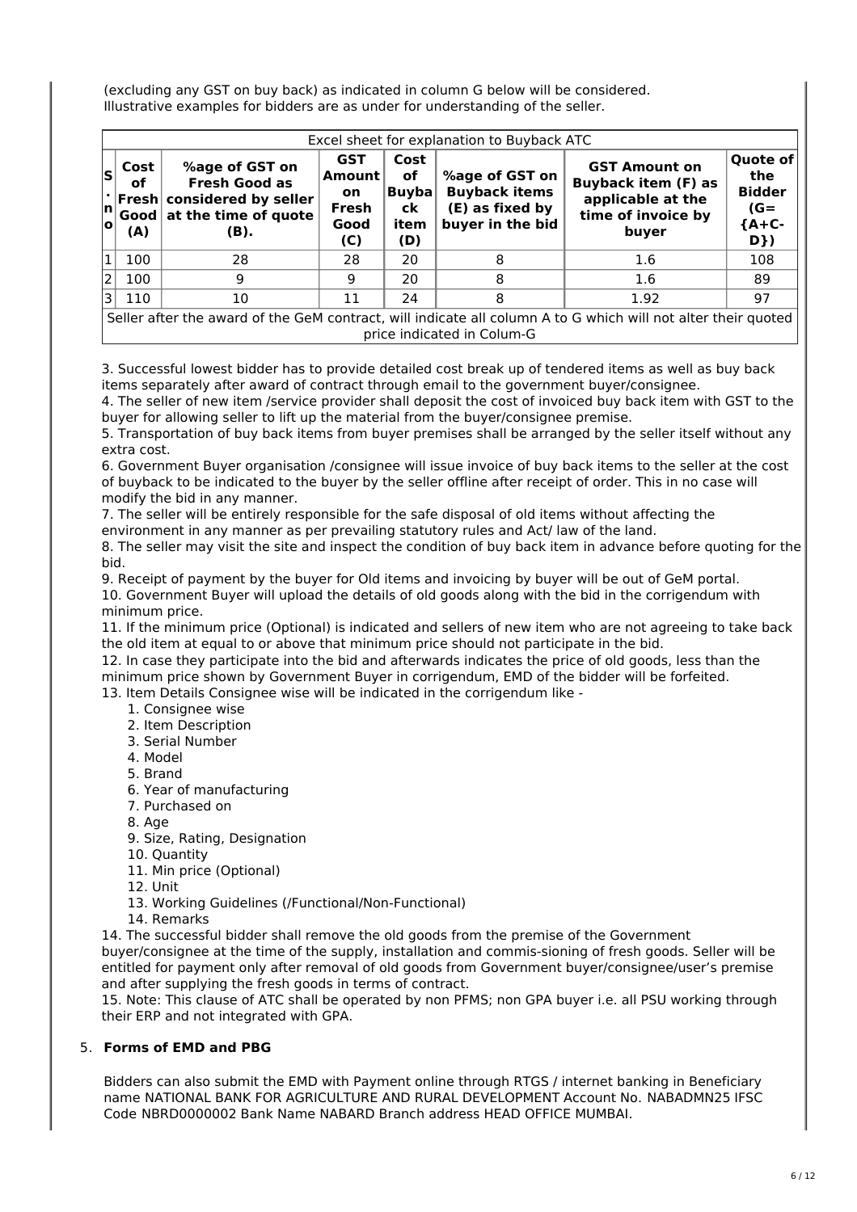(excluding any GST on buy back) as indicated in column G below will be considered. Illustrative examples for bidders are as under for understanding of the seller.

| Excel sheet for explanation to Buyback ATC | | | | | | | |
|---|---|---|---|---|---|---|---|
| **S. no** | **Cost of Fresh Good (A)** | **%age of GST on Fresh Good as considered by seller at the time of quote (B).** | **GST Amount on Fresh Good (C)** | **Cost of Buyback item (D)** | **%age of GST on Buyback items (E) as fixed by buyer in the bid** | **GST Amount on Buyback item (F) as applicable at the time of invoice by buyer** | **Quote of the Bidder (G= {A+C-D})** |
| 1 | 100 | 28 | 28 | 20 | 8 | 1.6 | 108 |
| 2 | 100 | 9 | 9 | 20 | 8 | 1.6 | 89 |
| 3 | 110 | 10 | 11 | 24 | 8 | 1.92 | 97 |
| Seller after the award of the GeM contract, will indicate all column A to G which will not alter their quoted price indicated in Colum-G | | | | | | | |

3. Successful lowest bidder has to provide detailed cost break up of tendered items as well as buy back items separately after award of contract through email to the government buyer/consignee.
4. The seller of new item /service provider shall deposit the cost of invoiced buy back item with GST to the buyer for allowing seller to lift up the material from the buyer/consignee premise.
5. Transportation of buy back items from buyer premises shall be arranged by the seller itself without any extra cost.
6. Government Buyer organisation /consignee will issue invoice of buy back items to the seller at the cost of buyback to be indicated to the buyer by the seller offline after receipt of order. This in no case will modify the bid in any manner.
7. The seller will be entirely responsible for the safe disposal of old items without affecting the environment in any manner as per prevailing statutory rules and Act/ law of the land.
8. The seller may visit the site and inspect the condition of buy back item in advance before quoting for the bid.
9. Receipt of payment by the buyer for Old items and invoicing by buyer will be out of GeM portal.
10. Government Buyer will upload the details of old goods along with the bid in the corrigendum with minimum price.
11. If the minimum price (Optional) is indicated and sellers of new item who are not agreeing to take back the old item at equal to or above that minimum price should not participate in the bid.
12. In case they participate into the bid and afterwards indicates the price of old goods, less than the minimum price shown by Government Buyer in corrigendum, EMD of the bidder will be forfeited.
13. Item Details Consignee wise will be indicated in the corrigendum like -
    1. Consignee wise
    2. Item Description
    3. Serial Number
    4. Model
    5. Brand
    6. Year of manufacturing
    7. Purchased on
    8. Age
    9. Size, Rating, Designation
    10. Quantity
    11. Min price (Optional)
    12. Unit
    13. Working Guidelines (/Functional/Non-Functional)
    14. Remarks
14. The successful bidder shall remove the old goods from the premise of the Government buyer/consignee at the time of the supply, installation and commis-sioning of fresh goods. Seller will be entitled for payment only after removal of old goods from Government buyer/consignee/user's premise and after supplying the fresh goods in terms of contract.
15. Note: This clause of ATC shall be operated by non PFMS; non GPA buyer i.e. all PSU working through their ERP and not integrated with GPA.

5. **Forms of EMD and PBG**

Bidders can also submit the EMD with Payment online through RTGS / internet banking in Beneficiary name NATIONAL BANK FOR AGRICULTURE AND RURAL DEVELOPMENT Account No. NABADMN25 IFSC Code NBRD0000002 Bank Name NABARD Branch address HEAD OFFICE MUMBAI.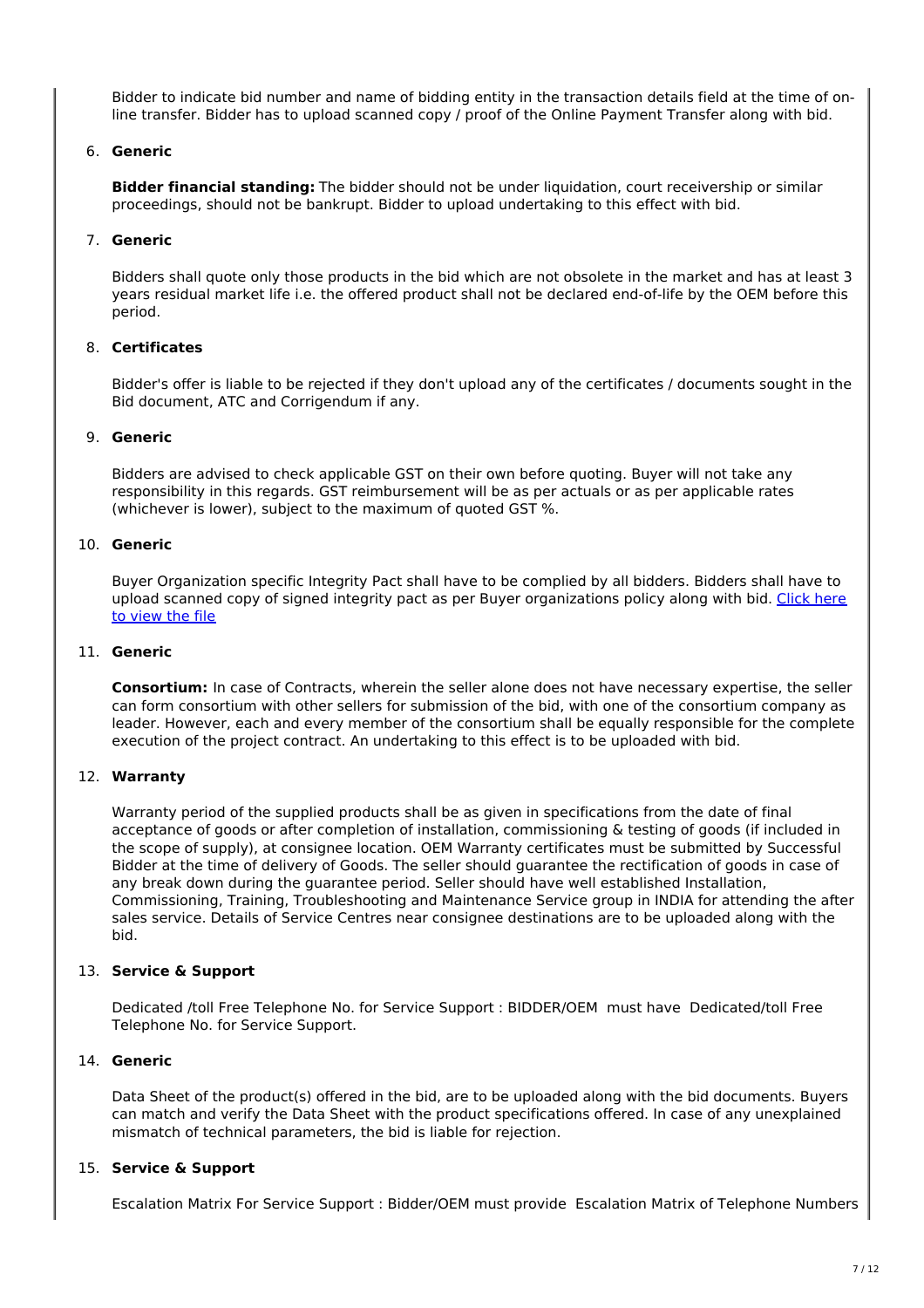Bidder to indicate bid number and name of bidding entity in the transaction details field at the time of on-line transfer. Bidder has to upload scanned copy / proof of the Online Payment Transfer along with bid.

6. **Generic**

   **Bidder financial standing:** The bidder should not be under liquidation, court receivership or similar proceedings, should not be bankrupt. Bidder to upload undertaking to this effect with bid.

7. **Generic**

   Bidders shall quote only those products in the bid which are not obsolete in the market and has at least 3 years residual market life i.e. the offered product shall not be declared end-of-life by the OEM before this period.

8. **Certificates**

   Bidder's offer is liable to be rejected if they don't upload any of the certificates / documents sought in the Bid document, ATC and Corrigendum if any.

9. **Generic**

   Bidders are advised to check applicable GST on their own before quoting. Buyer will not take any responsibility in this regards. GST reimbursement will be as per actuals or as per applicable rates (whichever is lower), subject to the maximum of quoted GST %.

10. **Generic**

    Buyer Organization specific Integrity Pact shall have to be complied by all bidders. Bidders shall have to upload scanned copy of signed integrity pact as per Buyer organizations policy along with bid. Click here to view the file

11. **Generic**

    **Consortium:** In case of Contracts, wherein the seller alone does not have necessary expertise, the seller can form consortium with other sellers for submission of the bid, with one of the consortium company as leader. However, each and every member of the consortium shall be equally responsible for the complete execution of the project contract. An undertaking to this effect is to be uploaded with bid.

12. **Warranty**

    Warranty period of the supplied products shall be as given in specifications from the date of final acceptance of goods or after completion of installation, commissioning & testing of goods (if included in the scope of supply), at consignee location. OEM Warranty certificates must be submitted by Successful Bidder at the time of delivery of Goods. The seller should guarantee the rectification of goods in case of any break down during the guarantee period. Seller should have well established Installation, Commissioning, Training, Troubleshooting and Maintenance Service group in INDIA for attending the after sales service. Details of Service Centres near consignee destinations are to be uploaded along with the bid.

13. **Service & Support**

    Dedicated /toll Free Telephone No. for Service Support : BIDDER/OEM must have Dedicated/toll Free Telephone No. for Service Support.

14. **Generic**

    Data Sheet of the product(s) offered in the bid, are to be uploaded along with the bid documents. Buyers can match and verify the Data Sheet with the product specifications offered. In case of any unexplained mismatch of technical parameters, the bid is liable for rejection.

15. **Service & Support**

    Escalation Matrix For Service Support : Bidder/OEM must provide Escalation Matrix of Telephone Numbers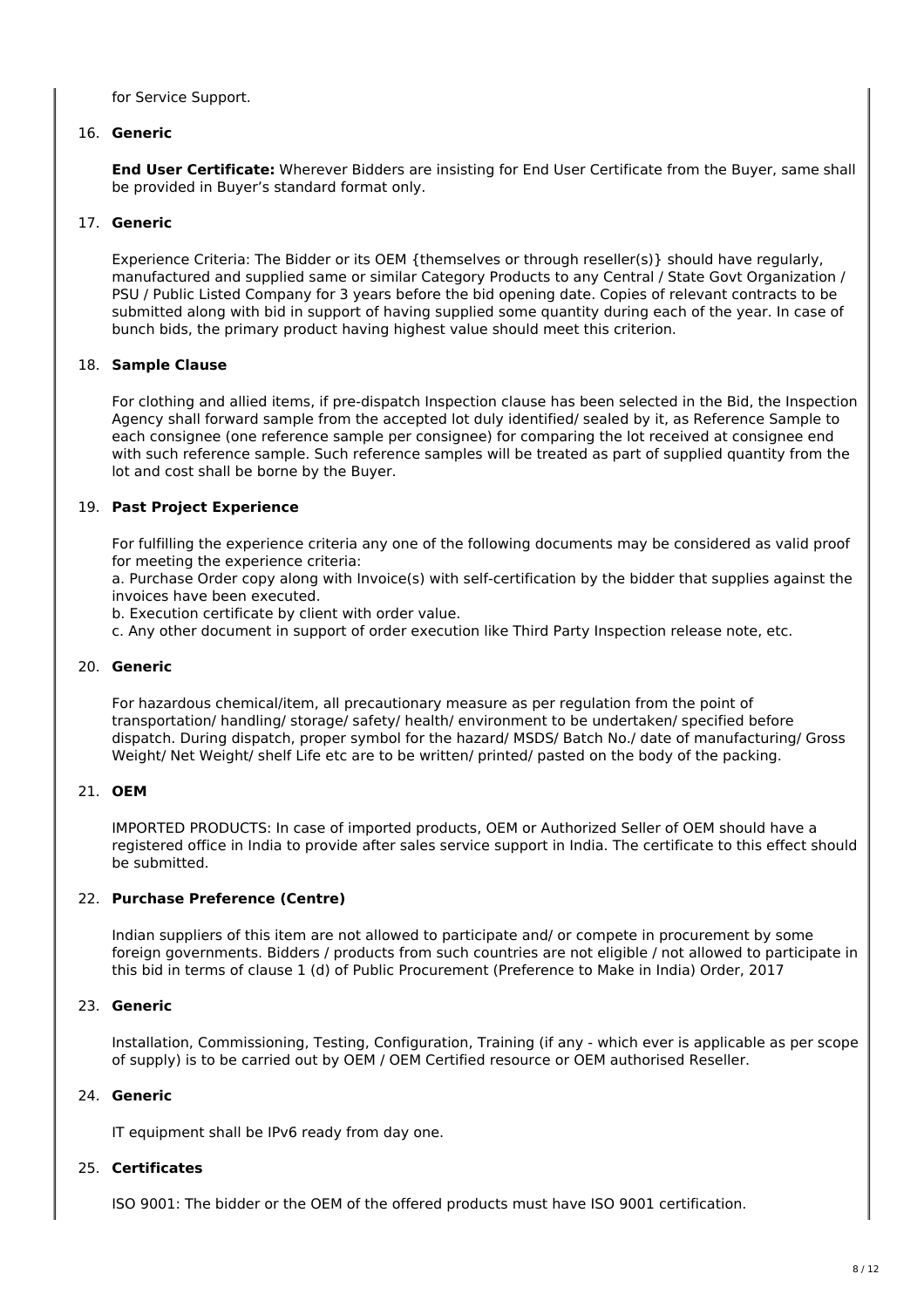for Service Support.

16. **Generic**

    **End User Certificate:** Wherever Bidders are insisting for End User Certificate from the Buyer, same shall be provided in Buyer's standard format only.

17. **Generic**

    Experience Criteria: The Bidder or its OEM {themselves or through reseller(s)} should have regularly, manufactured and supplied same or similar Category Products to any Central / State Govt Organization / PSU / Public Listed Company for 3 years before the bid opening date. Copies of relevant contracts to be submitted along with bid in support of having supplied some quantity during each of the year. In case of bunch bids, the primary product having highest value should meet this criterion.

18. **Sample Clause**

    For clothing and allied items, if pre-dispatch Inspection clause has been selected in the Bid, the Inspection Agency shall forward sample from the accepted lot duly identified/ sealed by it, as Reference Sample to each consignee (one reference sample per consignee) for comparing the lot received at consignee end with such reference sample. Such reference samples will be treated as part of supplied quantity from the lot and cost shall be borne by the Buyer.

19. **Past Project Experience**

    For fulfilling the experience criteria any one of the following documents may be considered as valid proof for meeting the experience criteria:
    a. Purchase Order copy along with Invoice(s) with self-certification by the bidder that supplies against the invoices have been executed.
    b. Execution certificate by client with order value.
    c. Any other document in support of order execution like Third Party Inspection release note, etc.

20. **Generic**

    For hazardous chemical/item, all precautionary measure as per regulation from the point of transportation/ handling/ storage/ safety/ health/ environment to be undertaken/ specified before dispatch. During dispatch, proper symbol for the hazard/ MSDS/ Batch No./ date of manufacturing/ Gross Weight/ Net Weight/ shelf Life etc are to be written/ printed/ pasted on the body of the packing.

21. **OEM**

    IMPORTED PRODUCTS: In case of imported products, OEM or Authorized Seller of OEM should have a registered office in India to provide after sales service support in India. The certificate to this effect should be submitted.

22. **Purchase Preference (Centre)**

    Indian suppliers of this item are not allowed to participate and/ or compete in procurement by some foreign governments. Bidders / products from such countries are not eligible / not allowed to participate in this bid in terms of clause 1 (d) of Public Procurement (Preference to Make in India) Order, 2017

23. **Generic**

    Installation, Commissioning, Testing, Configuration, Training (if any - which ever is applicable as per scope of supply) is to be carried out by OEM / OEM Certified resource or OEM authorised Reseller.

24. **Generic**

    IT equipment shall be IPv6 ready from day one.

25. **Certificates**

    ISO 9001: The bidder or the OEM of the offered products must have ISO 9001 certification.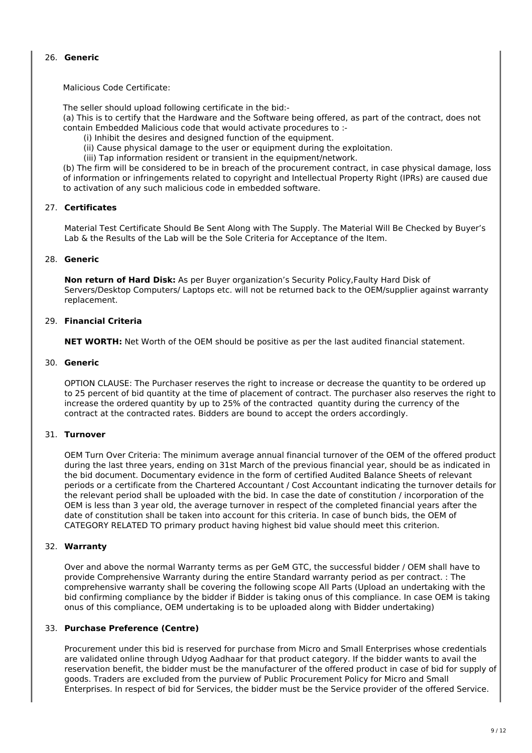26. **Generic**

Malicious Code Certificate:

The seller should upload following certificate in the bid:-
(a) This is to certify that the Hardware and the Software being offered, as part of the contract, does not contain Embedded Malicious code that would activate procedures to :-

(i) Inhibit the desires and designed function of the equipment.
(ii) Cause physical damage to the user or equipment during the exploitation.
(iii) Tap information resident or transient in the equipment/network.

(b) The firm will be considered to be in breach of the procurement contract, in case physical damage, loss of information or infringements related to copyright and Intellectual Property Right (IPRs) are caused due to activation of any such malicious code in embedded software.

27. **Certificates**

Material Test Certificate Should Be Sent Along with The Supply. The Material Will Be Checked by Buyer's Lab & the Results of the Lab will be the Sole Criteria for Acceptance of the Item.

28. **Generic**

**Non return of Hard Disk:** As per Buyer organization's Security Policy,Faulty Hard Disk of Servers/Desktop Computers/ Laptops etc. will not be returned back to the OEM/supplier against warranty replacement.

29. **Financial Criteria**

**NET WORTH:** Net Worth of the OEM should be positive as per the last audited financial statement.

30. **Generic**

OPTION CLAUSE: The Purchaser reserves the right to increase or decrease the quantity to be ordered up to 25 percent of bid quantity at the time of placement of contract. The purchaser also reserves the right to increase the ordered quantity by up to 25% of the contracted quantity during the currency of the contract at the contracted rates. Bidders are bound to accept the orders accordingly.

31. **Turnover**

OEM Turn Over Criteria: The minimum average annual financial turnover of the OEM of the offered product during the last three years, ending on 31st March of the previous financial year, should be as indicated in the bid document. Documentary evidence in the form of certified Audited Balance Sheets of relevant periods or a certificate from the Chartered Accountant / Cost Accountant indicating the turnover details for the relevant period shall be uploaded with the bid. In case the date of constitution / incorporation of the OEM is less than 3 year old, the average turnover in respect of the completed financial years after the date of constitution shall be taken into account for this criteria. In case of bunch bids, the OEM of CATEGORY RELATED TO primary product having highest bid value should meet this criterion.

32. **Warranty**

Over and above the normal Warranty terms as per GeM GTC, the successful bidder / OEM shall have to provide Comprehensive Warranty during the entire Standard warranty period as per contract. : The comprehensive warranty shall be covering the following scope All Parts (Upload an undertaking with the bid confirming compliance by the bidder if Bidder is taking onus of this compliance. In case OEM is taking onus of this compliance, OEM undertaking is to be uploaded along with Bidder undertaking)

33. **Purchase Preference (Centre)**

Procurement under this bid is reserved for purchase from Micro and Small Enterprises whose credentials are validated online through Udyog Aadhaar for that product category. If the bidder wants to avail the reservation benefit, the bidder must be the manufacturer of the offered product in case of bid for supply of goods. Traders are excluded from the purview of Public Procurement Policy for Micro and Small Enterprises. In respect of bid for Services, the bidder must be the Service provider of the offered Service.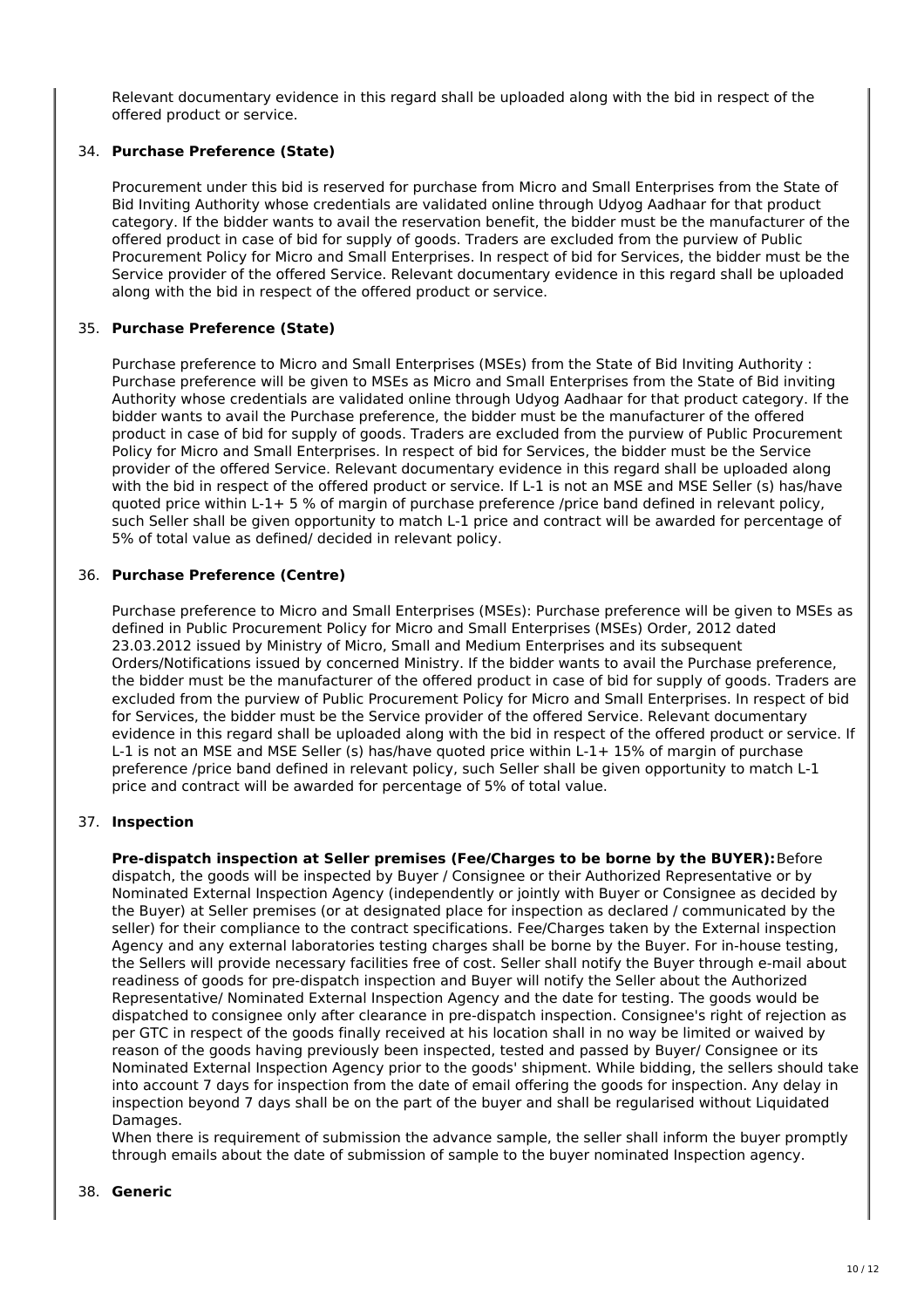Relevant documentary evidence in this regard shall be uploaded along with the bid in respect of the offered product or service.

34. **Purchase Preference (State)**

    Procurement under this bid is reserved for purchase from Micro and Small Enterprises from the State of Bid Inviting Authority whose credentials are validated online through Udyog Aadhaar for that product category. If the bidder wants to avail the reservation benefit, the bidder must be the manufacturer of the offered product in case of bid for supply of goods. Traders are excluded from the purview of Public Procurement Policy for Micro and Small Enterprises. In respect of bid for Services, the bidder must be the Service provider of the offered Service. Relevant documentary evidence in this regard shall be uploaded along with the bid in respect of the offered product or service.

35. **Purchase Preference (State)**

    Purchase preference to Micro and Small Enterprises (MSEs) from the State of Bid Inviting Authority : Purchase preference will be given to MSEs as Micro and Small Enterprises from the State of Bid inviting Authority whose credentials are validated online through Udyog Aadhaar for that product category. If the bidder wants to avail the Purchase preference, the bidder must be the manufacturer of the offered product in case of bid for supply of goods. Traders are excluded from the purview of Public Procurement Policy for Micro and Small Enterprises. In respect of bid for Services, the bidder must be the Service provider of the offered Service. Relevant documentary evidence in this regard shall be uploaded along with the bid in respect of the offered product or service. If L-1 is not an MSE and MSE Seller (s) has/have quoted price within L-1+ 5 % of margin of purchase preference /price band defined in relevant policy, such Seller shall be given opportunity to match L-1 price and contract will be awarded for percentage of 5% of total value as defined/ decided in relevant policy.

36. **Purchase Preference (Centre)**

    Purchase preference to Micro and Small Enterprises (MSEs): Purchase preference will be given to MSEs as defined in Public Procurement Policy for Micro and Small Enterprises (MSEs) Order, 2012 dated 23.03.2012 issued by Ministry of Micro, Small and Medium Enterprises and its subsequent Orders/Notifications issued by concerned Ministry. If the bidder wants to avail the Purchase preference, the bidder must be the manufacturer of the offered product in case of bid for supply of goods. Traders are excluded from the purview of Public Procurement Policy for Micro and Small Enterprises. In respect of bid for Services, the bidder must be the Service provider of the offered Service. Relevant documentary evidence in this regard shall be uploaded along with the bid in respect of the offered product or service. If L-1 is not an MSE and MSE Seller (s) has/have quoted price within L-1+ 15% of margin of purchase preference /price band defined in relevant policy, such Seller shall be given opportunity to match L-1 price and contract will be awarded for percentage of 5% of total value.

37. **Inspection**

    **Pre-dispatch inspection at Seller premises (Fee/Charges to be borne by the BUYER):** Before dispatch, the goods will be inspected by Buyer / Consignee or their Authorized Representative or by Nominated External Inspection Agency (independently or jointly with Buyer or Consignee as decided by the Buyer) at Seller premises (or at designated place for inspection as declared / communicated by the seller) for their compliance to the contract specifications. Fee/Charges taken by the External inspection Agency and any external laboratories testing charges shall be borne by the Buyer. For in-house testing, the Sellers will provide necessary facilities free of cost. Seller shall notify the Buyer through e-mail about readiness of goods for pre-dispatch inspection and Buyer will notify the Seller about the Authorized Representative/ Nominated External Inspection Agency and the date for testing. The goods would be dispatched to consignee only after clearance in pre-dispatch inspection. Consignee's right of rejection as per GTC in respect of the goods finally received at his location shall in no way be limited or waived by reason of the goods having previously been inspected, tested and passed by Buyer/ Consignee or its Nominated External Inspection Agency prior to the goods' shipment. While bidding, the sellers should take into account 7 days for inspection from the date of email offering the goods for inspection. Any delay in inspection beyond 7 days shall be on the part of the buyer and shall be regularised without Liquidated Damages.
    When there is requirement of submission the advance sample, the seller shall inform the buyer promptly through emails about the date of submission of sample to the buyer nominated Inspection agency.

38. **Generic**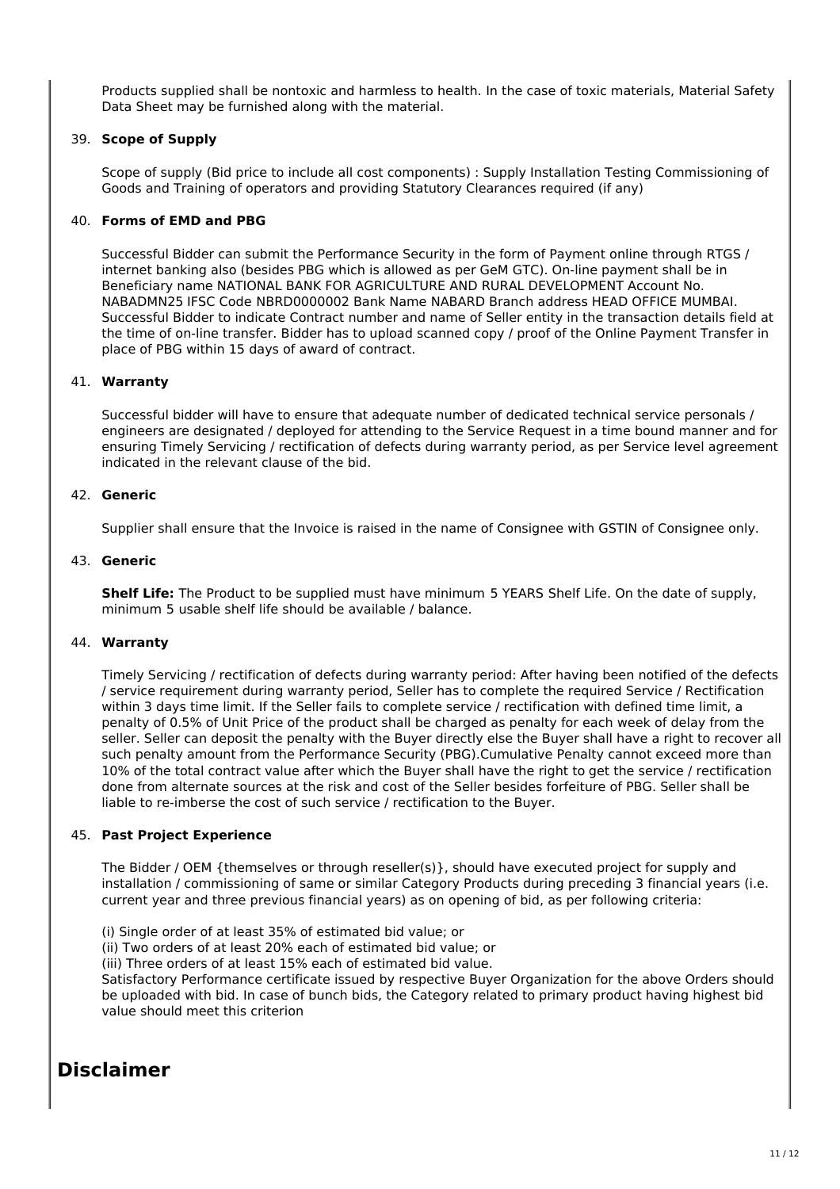Products supplied shall be nontoxic and harmless to health. In the case of toxic materials, Material Safety Data Sheet may be furnished along with the material.

39. **Scope of Supply**

    Scope of supply (Bid price to include all cost components) : Supply Installation Testing Commissioning of Goods and Training of operators and providing Statutory Clearances required (if any)

40. **Forms of EMD and PBG**

    Successful Bidder can submit the Performance Security in the form of Payment online through RTGS / internet banking also (besides PBG which is allowed as per GeM GTC). On-line payment shall be in Beneficiary name NATIONAL BANK FOR AGRICULTURE AND RURAL DEVELOPMENT Account No. NABADMN25 IFSC Code NBRD0000002 Bank Name NABARD Branch address HEAD OFFICE MUMBAI. Successful Bidder to indicate Contract number and name of Seller entity in the transaction details field at the time of on-line transfer. Bidder has to upload scanned copy / proof of the Online Payment Transfer in place of PBG within 15 days of award of contract.

41. **Warranty**

    Successful bidder will have to ensure that adequate number of dedicated technical service personals / engineers are designated / deployed for attending to the Service Request in a time bound manner and for ensuring Timely Servicing / rectification of defects during warranty period, as per Service level agreement indicated in the relevant clause of the bid.

42. **Generic**

    Supplier shall ensure that the Invoice is raised in the name of Consignee with GSTIN of Consignee only.

43. **Generic**

    **Shelf Life:** The Product to be supplied must have minimum 5 YEARS Shelf Life. On the date of supply, minimum 5 usable shelf life should be available / balance.

44. **Warranty**

    Timely Servicing / rectification of defects during warranty period: After having been notified of the defects / service requirement during warranty period, Seller has to complete the required Service / Rectification within 3 days time limit. If the Seller fails to complete service / rectification with defined time limit, a penalty of 0.5% of Unit Price of the product shall be charged as penalty for each week of delay from the seller. Seller can deposit the penalty with the Buyer directly else the Buyer shall have a right to recover all such penalty amount from the Performance Security (PBG).Cumulative Penalty cannot exceed more than 10% of the total contract value after which the Buyer shall have the right to get the service / rectification done from alternate sources at the risk and cost of the Seller besides forfeiture of PBG. Seller shall be liable to re-imberse the cost of such service / rectification to the Buyer.

45. **Past Project Experience**

    The Bidder / OEM {themselves or through reseller(s)}, should have executed project for supply and installation / commissioning of same or similar Category Products during preceding 3 financial years (i.e. current year and three previous financial years) as on opening of bid, as per following criteria:

    (i) Single order of at least 35% of estimated bid value; or
    (ii) Two orders of at least 20% each of estimated bid value; or
    (iii) Three orders of at least 15% each of estimated bid value.
    Satisfactory Performance certificate issued by respective Buyer Organization for the above Orders should be uploaded with bid. In case of bunch bids, the Category related to primary product having highest bid value should meet this criterion

# Disclaimer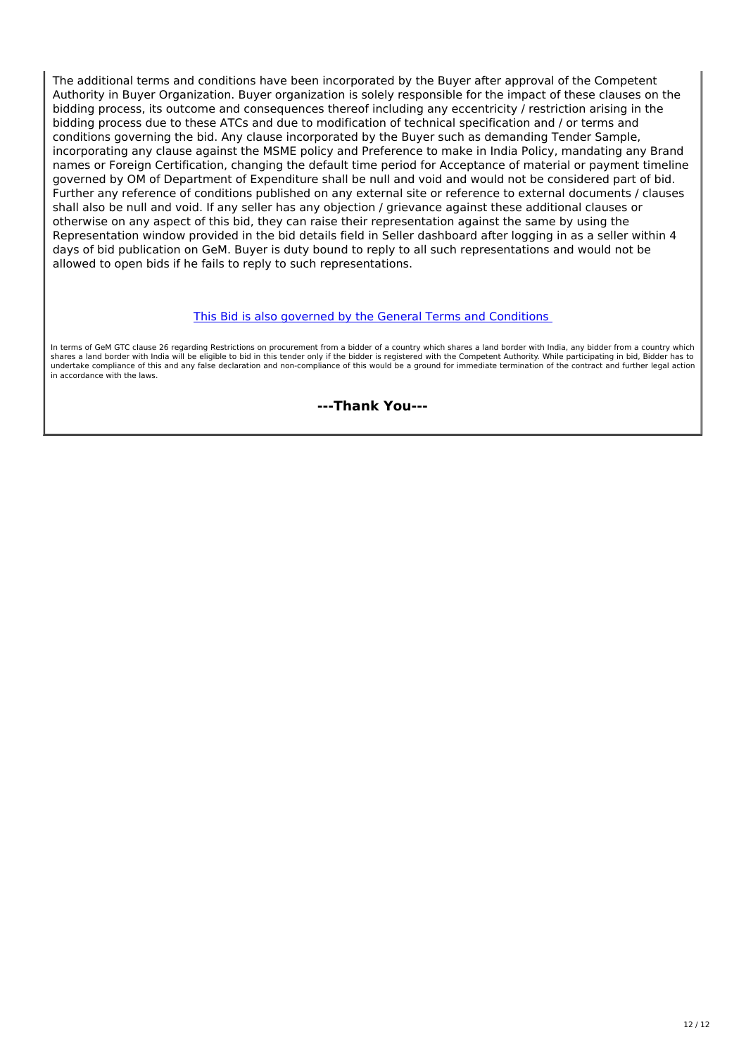The additional terms and conditions have been incorporated by the Buyer after approval of the Competent Authority in Buyer Organization. Buyer organization is solely responsible for the impact of these clauses on the bidding process, its outcome and consequences thereof including any eccentricity / restriction arising in the bidding process due to these ATCs and due to modification of technical specification and / or terms and conditions governing the bid. Any clause incorporated by the Buyer such as demanding Tender Sample, incorporating any clause against the MSME policy and Preference to make in India Policy, mandating any Brand names or Foreign Certification, changing the default time period for Acceptance of material or payment timeline governed by OM of Department of Expenditure shall be null and void and would not be considered part of bid. Further any reference of conditions published on any external site or reference to external documents / clauses shall also be null and void. If any seller has any objection / grievance against these additional clauses or otherwise on any aspect of this bid, they can raise their representation against the same by using the Representation window provided in the bid details field in Seller dashboard after logging in as a seller within 4 days of bid publication on GeM. Buyer is duty bound to reply to all such representations and would not be allowed to open bids if he fails to reply to such representations.

This Bid is also governed by the General Terms and Conditions

In terms of GeM GTC clause 26 regarding Restrictions on procurement from a bidder of a country which shares a land border with India, any bidder from a country which shares a land border with India will be eligible to bid in this tender only if the bidder is registered with the Competent Authority. While participating in bid, Bidder has to undertake compliance of this and any false declaration and non-compliance of this would be a ground for immediate termination of the contract and further legal action in accordance with the laws.

**---Thank You---**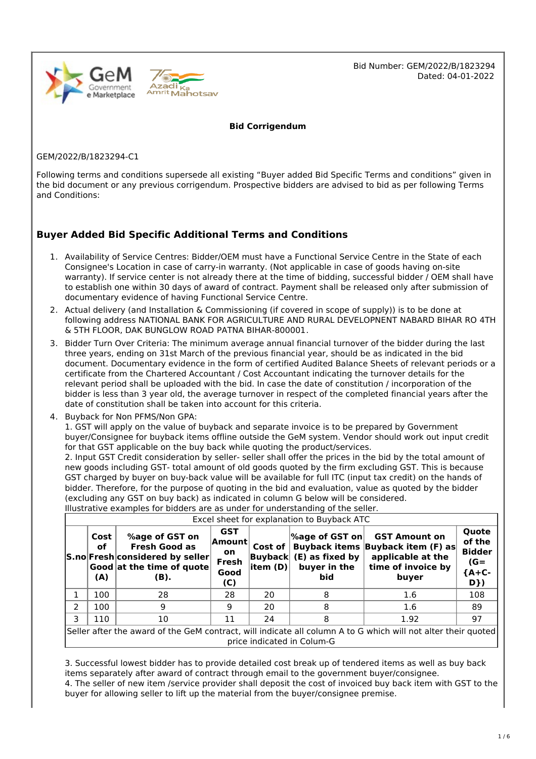Bid Number: GEM/2022/B/1823294
Dated: 04-01-2022

**Bid Corrigendum**

GEM/2022/B/1823294-C1

Following terms and conditions supersede all existing "Buyer added Bid Specific Terms and conditions" given in the bid document or any previous corrigendum. Prospective bidders are advised to bid as per following Terms and Conditions:

## Buyer Added Bid Specific Additional Terms and Conditions

1. Availability of Service Centres: Bidder/OEM must have a Functional Service Centre in the State of each Consignee's Location in case of carry-in warranty. (Not applicable in case of goods having on-site warranty). If service center is not already there at the time of bidding, successful bidder / OEM shall have to establish one within 30 days of award of contract. Payment shall be released only after submission of documentary evidence of having Functional Service Centre.
2. Actual delivery (and Installation & Commissioning (if covered in scope of supply)) is to be done at following address NATIONAL BANK FOR AGRICULTURE AND RURAL DEVELOPNENT NABARD BIHAR RO 4TH & 5TH FLOOR, DAK BUNGLOW ROAD PATNA BIHAR-800001.
3. Bidder Turn Over Criteria: The minimum average annual financial turnover of the bidder during the last three years, ending on 31st March of the previous financial year, should be as indicated in the bid document. Documentary evidence in the form of certified Audited Balance Sheets of relevant periods or a certificate from the Chartered Accountant / Cost Accountant indicating the turnover details for the relevant period shall be uploaded with the bid. In case the date of constitution / incorporation of the bidder is less than 3 year old, the average turnover in respect of the completed financial years after the date of constitution shall be taken into account for this criteria.
4. Buyback for Non PFMS/Non GPA:
   1. GST will apply on the value of buyback and separate invoice is to be prepared by Government buyer/Consignee for buyback items offline outside the GeM system. Vendor should work out input credit for that GST applicable on the buy back while quoting the product/services.
   2. Input GST Credit consideration by seller- seller shall offer the prices in the bid by the total amount of new goods including GST- total amount of old goods quoted by the firm excluding GST. This is because GST charged by buyer on buy-back value will be available for full ITC (input tax credit) on the hands of bidder. Therefore, for the purpose of quoting in the bid and evaluation, value as quoted by the bidder (excluding any GST on buy back) as indicated in column G below will be considered.
   Illustrative examples for bidders are as under for understanding of the seller.

| Excel sheet for explanation to Buyback ATC | | | | | | | | |
|---|---|---|---|---|---|---|---|---|
| **S.no** | **Cost of Fresh Good (A)** | **%age of GST on Fresh Good as considered by seller at the time of quote (B).** | **GST Amount on Fresh Good (C)** | **Cost of Buyback item (D)** | **%age of GST on Buyback items (E) as fixed by buyer in the bid** | **GST Amount on Buyback item (F) as applicable at the time of invoice by buyer** | **Quote of the Bidder (G= {A+C-D})** |
| 1 | 100 | 28 | 28 | 20 | 8 | 1.6 | 108 |
| 2 | 100 | 9 | 9 | 20 | 8 | 1.6 | 89 |
| 3 | 110 | 10 | 11 | 24 | 8 | 1.92 | 97 |
| Seller after the award of the GeM contract, will indicate all column A to G which will not alter their quoted price indicated in Colum-G | | | | | | | |

   3. Successful lowest bidder has to provide detailed cost break up of tendered items as well as buy back items separately after award of contract through email to the government buyer/consignee.
   4. The seller of new item /service provider shall deposit the cost of invoiced buy back item with GST to the buyer for allowing seller to lift up the material from the buyer/consignee premise.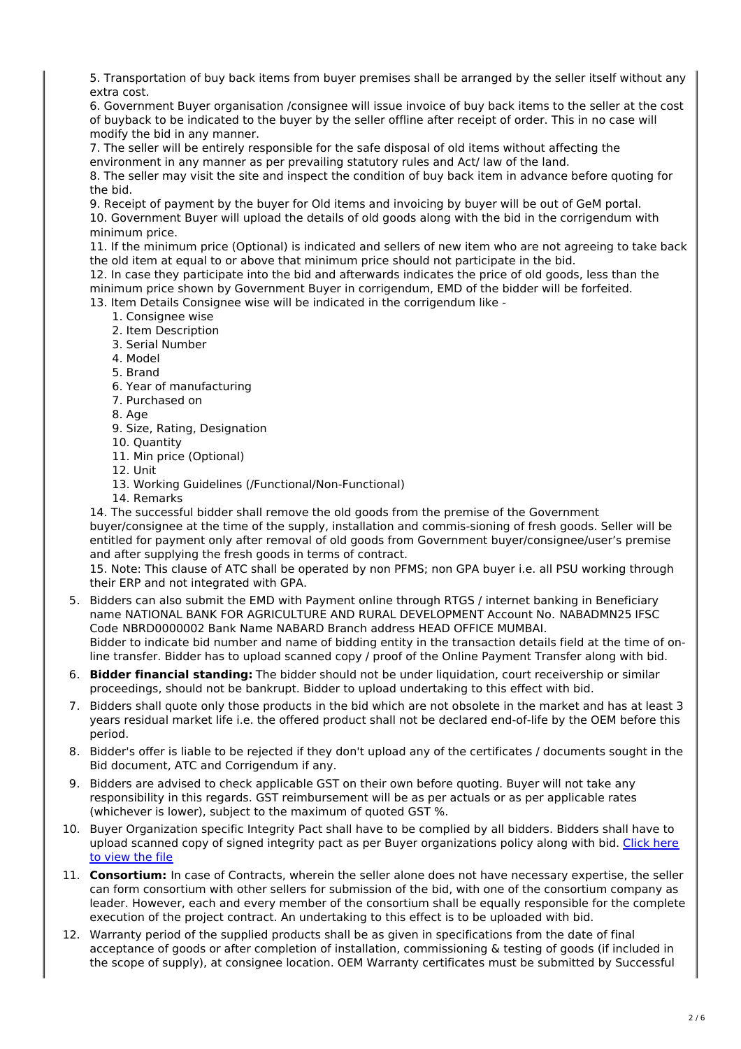5. Transportation of buy back items from buyer premises shall be arranged by the seller itself without any extra cost.
6. Government Buyer organisation /consignee will issue invoice of buy back items to the seller at the cost of buyback to be indicated to the buyer by the seller offline after receipt of order. This in no case will modify the bid in any manner.
7. The seller will be entirely responsible for the safe disposal of old items without affecting the environment in any manner as per prevailing statutory rules and Act/ law of the land.
8. The seller may visit the site and inspect the condition of buy back item in advance before quoting for the bid.
9. Receipt of payment by the buyer for Old items and invoicing by buyer will be out of GeM portal.
10. Government Buyer will upload the details of old goods along with the bid in the corrigendum with minimum price.
11. If the minimum price (Optional) is indicated and sellers of new item who are not agreeing to take back the old item at equal to or above that minimum price should not participate in the bid.
12. In case they participate into the bid and afterwards indicates the price of old goods, less than the minimum price shown by Government Buyer in corrigendum, EMD of the bidder will be forfeited.
13. Item Details Consignee wise will be indicated in the corrigendum like -
    1. Consignee wise
    2. Item Description
    3. Serial Number
    4. Model
    5. Brand
    6. Year of manufacturing
    7. Purchased on
    8. Age
    9. Size, Rating, Designation
    10. Quantity
    11. Min price (Optional)
    12. Unit
    13. Working Guidelines (/Functional/Non-Functional)
    14. Remarks
14. The successful bidder shall remove the old goods from the premise of the Government buyer/consignee at the time of the supply, installation and commis-sioning of fresh goods. Seller will be entitled for payment only after removal of old goods from Government buyer/consignee/user's premise and after supplying the fresh goods in terms of contract.
15. Note: This clause of ATC shall be operated by non PFMS; non GPA buyer i.e. all PSU working through their ERP and not integrated with GPA.

5. Bidders can also submit the EMD with Payment online through RTGS / internet banking in Beneficiary name NATIONAL BANK FOR AGRICULTURE AND RURAL DEVELOPMENT Account No. NABADMN25 IFSC Code NBRD0000002 Bank Name NABARD Branch address HEAD OFFICE MUMBAI.
   Bidder to indicate bid number and name of bidding entity in the transaction details field at the time of on-line transfer. Bidder has to upload scanned copy / proof of the Online Payment Transfer along with bid.
6. **Bidder financial standing:** The bidder should not be under liquidation, court receivership or similar proceedings, should not be bankrupt. Bidder to upload undertaking to this effect with bid.
7. Bidders shall quote only those products in the bid which are not obsolete in the market and has at least 3 years residual market life i.e. the offered product shall not be declared end-of-life by the OEM before this period.
8. Bidder's offer is liable to be rejected if they don't upload any of the certificates / documents sought in the Bid document, ATC and Corrigendum if any.
9. Bidders are advised to check applicable GST on their own before quoting. Buyer will not take any responsibility in this regards. GST reimbursement will be as per actuals or as per applicable rates (whichever is lower), subject to the maximum of quoted GST %.
10. Buyer Organization specific Integrity Pact shall have to be complied by all bidders. Bidders shall have to upload scanned copy of signed integrity pact as per Buyer organizations policy along with bid. Click here to view the file
11. **Consortium:** In case of Contracts, wherein the seller alone does not have necessary expertise, the seller can form consortium with other sellers for submission of the bid, with one of the consortium company as leader. However, each and every member of the consortium shall be equally responsible for the complete execution of the project contract. An undertaking to this effect is to be uploaded with bid.
12. Warranty period of the supplied products shall be as given in specifications from the date of final acceptance of goods or after completion of installation, commissioning & testing of goods (if included in the scope of supply), at consignee location. OEM Warranty certificates must be submitted by Successful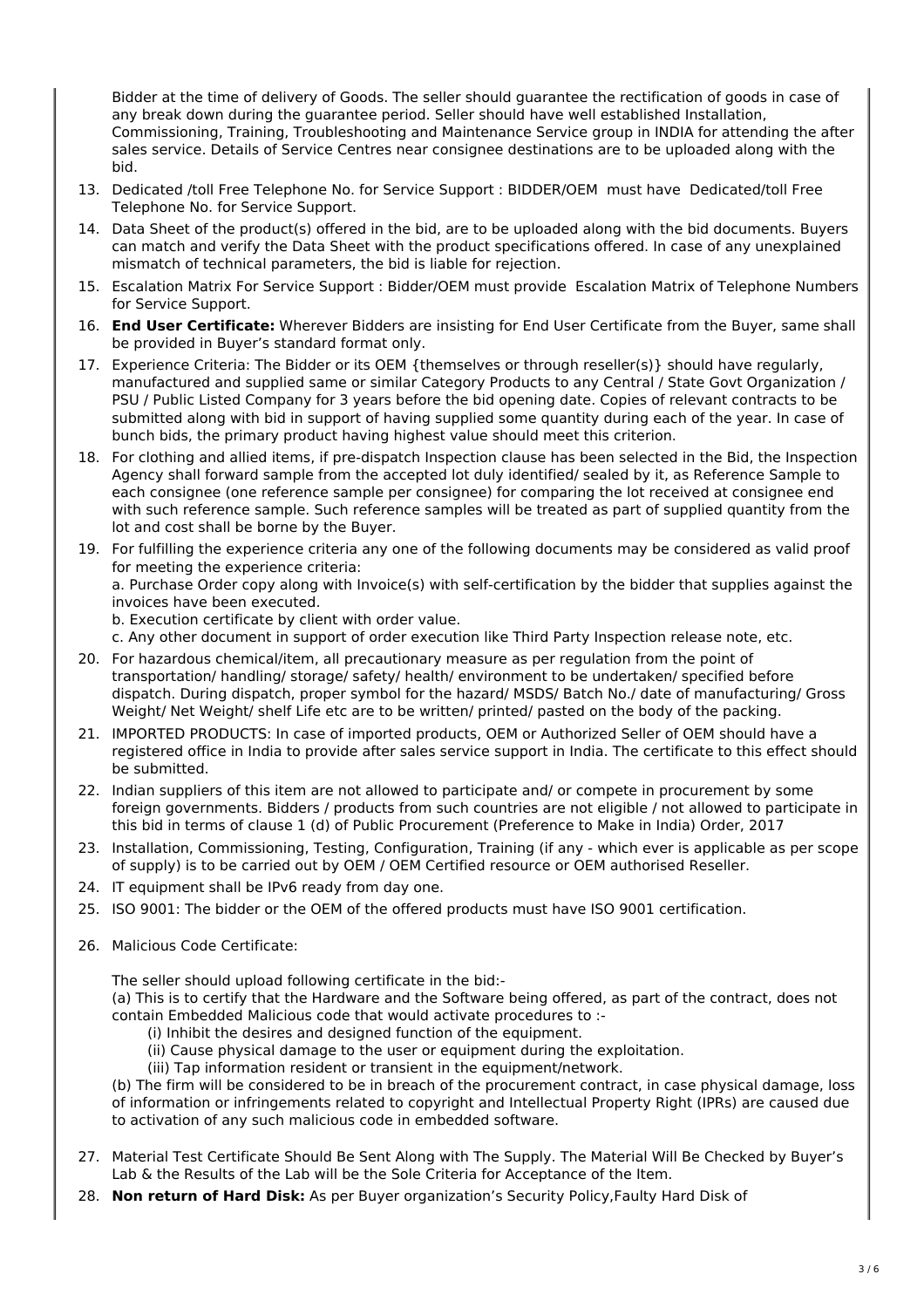Bidder at the time of delivery of Goods. The seller should guarantee the rectification of goods in case of any break down during the guarantee period. Seller should have well established Installation, Commissioning, Training, Troubleshooting and Maintenance Service group in INDIA for attending the after sales service. Details of Service Centres near consignee destinations are to be uploaded along with the bid.

13. Dedicated /toll Free Telephone No. for Service Support : BIDDER/OEM must have Dedicated/toll Free Telephone No. for Service Support.
14. Data Sheet of the product(s) offered in the bid, are to be uploaded along with the bid documents. Buyers can match and verify the Data Sheet with the product specifications offered. In case of any unexplained mismatch of technical parameters, the bid is liable for rejection.
15. Escalation Matrix For Service Support : Bidder/OEM must provide Escalation Matrix of Telephone Numbers for Service Support.
16. **End User Certificate:** Wherever Bidders are insisting for End User Certificate from the Buyer, same shall be provided in Buyer's standard format only.
17. Experience Criteria: The Bidder or its OEM {themselves or through reseller(s)} should have regularly, manufactured and supplied same or similar Category Products to any Central / State Govt Organization / PSU / Public Listed Company for 3 years before the bid opening date. Copies of relevant contracts to be submitted along with bid in support of having supplied some quantity during each of the year. In case of bunch bids, the primary product having highest value should meet this criterion.
18. For clothing and allied items, if pre-dispatch Inspection clause has been selected in the Bid, the Inspection Agency shall forward sample from the accepted lot duly identified/ sealed by it, as Reference Sample to each consignee (one reference sample per consignee) for comparing the lot received at consignee end with such reference sample. Such reference samples will be treated as part of supplied quantity from the lot and cost shall be borne by the Buyer.
19. For fulfilling the experience criteria any one of the following documents may be considered as valid proof for meeting the experience criteria:
    a. Purchase Order copy along with Invoice(s) with self-certification by the bidder that supplies against the invoices have been executed.
    b. Execution certificate by client with order value.
    c. Any other document in support of order execution like Third Party Inspection release note, etc.
20. For hazardous chemical/item, all precautionary measure as per regulation from the point of transportation/ handling/ storage/ safety/ health/ environment to be undertaken/ specified before dispatch. During dispatch, proper symbol for the hazard/ MSDS/ Batch No./ date of manufacturing/ Gross Weight/ Net Weight/ shelf Life etc are to be written/ printed/ pasted on the body of the packing.
21. IMPORTED PRODUCTS: In case of imported products, OEM or Authorized Seller of OEM should have a registered office in India to provide after sales service support in India. The certificate to this effect should be submitted.
22. Indian suppliers of this item are not allowed to participate and/ or compete in procurement by some foreign governments. Bidders / products from such countries are not eligible / not allowed to participate in this bid in terms of clause 1 (d) of Public Procurement (Preference to Make in India) Order, 2017
23. Installation, Commissioning, Testing, Configuration, Training (if any - which ever is applicable as per scope of supply) is to be carried out by OEM / OEM Certified resource or OEM authorised Reseller.
24. IT equipment shall be IPv6 ready from day one.
25. ISO 9001: The bidder or the OEM of the offered products must have ISO 9001 certification.
26. Malicious Code Certificate:

    The seller should upload following certificate in the bid:-
    (a) This is to certify that the Hardware and the Software being offered, as part of the contract, does not contain Embedded Malicious code that would activate procedures to :-
    (i) Inhibit the desires and designed function of the equipment.
    (ii) Cause physical damage to the user or equipment during the exploitation.
    (iii) Tap information resident or transient in the equipment/network.
    (b) The firm will be considered to be in breach of the procurement contract, in case physical damage, loss of information or infringements related to copyright and Intellectual Property Right (IPRs) are caused due to activation of any such malicious code in embedded software.

27. Material Test Certificate Should Be Sent Along with The Supply. The Material Will Be Checked by Buyer's Lab & the Results of the Lab will be the Sole Criteria for Acceptance of the Item.
28. **Non return of Hard Disk:** As per Buyer organization's Security Policy,Faulty Hard Disk of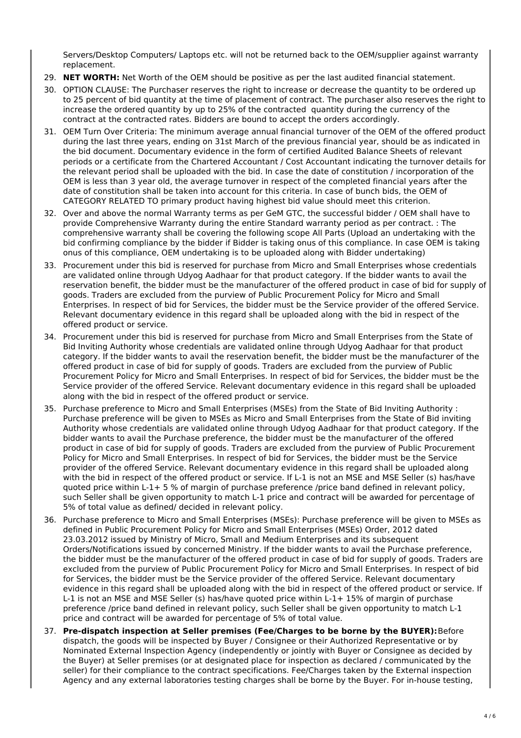Servers/Desktop Computers/ Laptops etc. will not be returned back to the OEM/supplier against warranty replacement.

29. **NET WORTH:** Net Worth of the OEM should be positive as per the last audited financial statement.
30. OPTION CLAUSE: The Purchaser reserves the right to increase or decrease the quantity to be ordered up to 25 percent of bid quantity at the time of placement of contract. The purchaser also reserves the right to increase the ordered quantity by up to 25% of the contracted quantity during the currency of the contract at the contracted rates. Bidders are bound to accept the orders accordingly.
31. OEM Turn Over Criteria: The minimum average annual financial turnover of the OEM of the offered product during the last three years, ending on 31st March of the previous financial year, should be as indicated in the bid document. Documentary evidence in the form of certified Audited Balance Sheets of relevant periods or a certificate from the Chartered Accountant / Cost Accountant indicating the turnover details for the relevant period shall be uploaded with the bid. In case the date of constitution / incorporation of the OEM is less than 3 year old, the average turnover in respect of the completed financial years after the date of constitution shall be taken into account for this criteria. In case of bunch bids, the OEM of CATEGORY RELATED TO primary product having highest bid value should meet this criterion.
32. Over and above the normal Warranty terms as per GeM GTC, the successful bidder / OEM shall have to provide Comprehensive Warranty during the entire Standard warranty period as per contract. : The comprehensive warranty shall be covering the following scope All Parts (Upload an undertaking with the bid confirming compliance by the bidder if Bidder is taking onus of this compliance. In case OEM is taking onus of this compliance, OEM undertaking is to be uploaded along with Bidder undertaking)
33. Procurement under this bid is reserved for purchase from Micro and Small Enterprises whose credentials are validated online through Udyog Aadhaar for that product category. If the bidder wants to avail the reservation benefit, the bidder must be the manufacturer of the offered product in case of bid for supply of goods. Traders are excluded from the purview of Public Procurement Policy for Micro and Small Enterprises. In respect of bid for Services, the bidder must be the Service provider of the offered Service. Relevant documentary evidence in this regard shall be uploaded along with the bid in respect of the offered product or service.
34. Procurement under this bid is reserved for purchase from Micro and Small Enterprises from the State of Bid Inviting Authority whose credentials are validated online through Udyog Aadhaar for that product category. If the bidder wants to avail the reservation benefit, the bidder must be the manufacturer of the offered product in case of bid for supply of goods. Traders are excluded from the purview of Public Procurement Policy for Micro and Small Enterprises. In respect of bid for Services, the bidder must be the Service provider of the offered Service. Relevant documentary evidence in this regard shall be uploaded along with the bid in respect of the offered product or service.
35. Purchase preference to Micro and Small Enterprises (MSEs) from the State of Bid Inviting Authority : Purchase preference will be given to MSEs as Micro and Small Enterprises from the State of Bid inviting Authority whose credentials are validated online through Udyog Aadhaar for that product category. If the bidder wants to avail the Purchase preference, the bidder must be the manufacturer of the offered product in case of bid for supply of goods. Traders are excluded from the purview of Public Procurement Policy for Micro and Small Enterprises. In respect of bid for Services, the bidder must be the Service provider of the offered Service. Relevant documentary evidence in this regard shall be uploaded along with the bid in respect of the offered product or service. If L-1 is not an MSE and MSE Seller (s) has/have quoted price within L-1+ 5 % of margin of purchase preference /price band defined in relevant policy, such Seller shall be given opportunity to match L-1 price and contract will be awarded for percentage of 5% of total value as defined/ decided in relevant policy.
36. Purchase preference to Micro and Small Enterprises (MSEs): Purchase preference will be given to MSEs as defined in Public Procurement Policy for Micro and Small Enterprises (MSEs) Order, 2012 dated 23.03.2012 issued by Ministry of Micro, Small and Medium Enterprises and its subsequent Orders/Notifications issued by concerned Ministry. If the bidder wants to avail the Purchase preference, the bidder must be the manufacturer of the offered product in case of bid for supply of goods. Traders are excluded from the purview of Public Procurement Policy for Micro and Small Enterprises. In respect of bid for Services, the bidder must be the Service provider of the offered Service. Relevant documentary evidence in this regard shall be uploaded along with the bid in respect of the offered product or service. If L-1 is not an MSE and MSE Seller (s) has/have quoted price within L-1+ 15% of margin of purchase preference /price band defined in relevant policy, such Seller shall be given opportunity to match L-1 price and contract will be awarded for percentage of 5% of total value.
37. **Pre-dispatch inspection at Seller premises (Fee/Charges to be borne by the BUYER):** Before dispatch, the goods will be inspected by Buyer / Consignee or their Authorized Representative or by Nominated External Inspection Agency (independently or jointly with Buyer or Consignee as decided by the Buyer) at Seller premises (or at designated place for inspection as declared / communicated by the seller) for their compliance to the contract specifications. Fee/Charges taken by the External inspection Agency and any external laboratories testing charges shall be borne by the Buyer. For in-house testing,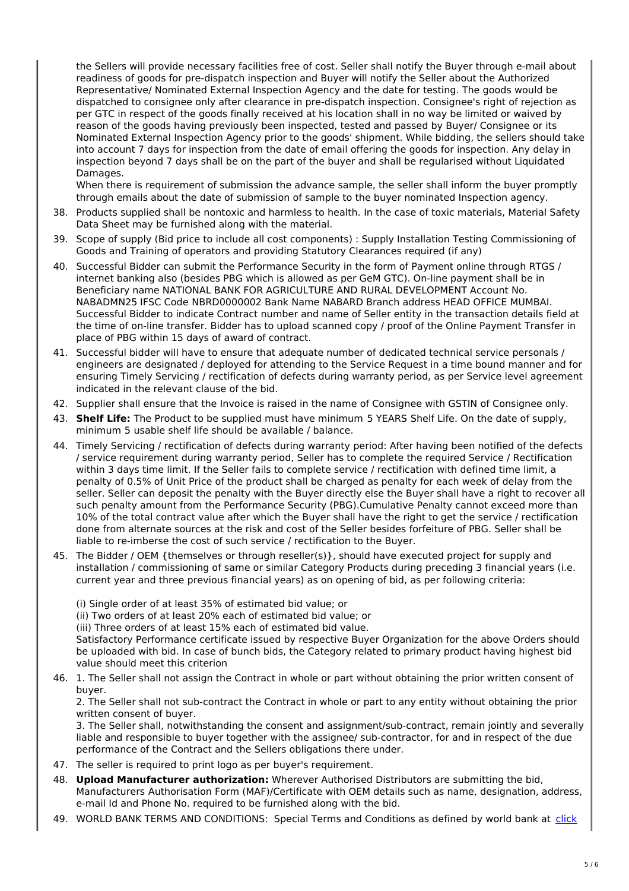the Sellers will provide necessary facilities free of cost. Seller shall notify the Buyer through e-mail about readiness of goods for pre-dispatch inspection and Buyer will notify the Seller about the Authorized Representative/ Nominated External Inspection Agency and the date for testing. The goods would be dispatched to consignee only after clearance in pre-dispatch inspection. Consignee's right of rejection as per GTC in respect of the goods finally received at his location shall in no way be limited or waived by reason of the goods having previously been inspected, tested and passed by Buyer/ Consignee or its Nominated External Inspection Agency prior to the goods' shipment. While bidding, the sellers should take into account 7 days for inspection from the date of email offering the goods for inspection. Any delay in inspection beyond 7 days shall be on the part of the buyer and shall be regularised without Liquidated Damages.
When there is requirement of submission the advance sample, the seller shall inform the buyer promptly through emails about the date of submission of sample to the buyer nominated Inspection agency.

38. Products supplied shall be nontoxic and harmless to health. In the case of toxic materials, Material Safety Data Sheet may be furnished along with the material.
39. Scope of supply (Bid price to include all cost components) : Supply Installation Testing Commissioning of Goods and Training of operators and providing Statutory Clearances required (if any)
40. Successful Bidder can submit the Performance Security in the form of Payment online through RTGS / internet banking also (besides PBG which is allowed as per GeM GTC). On-line payment shall be in Beneficiary name NATIONAL BANK FOR AGRICULTURE AND RURAL DEVELOPMENT Account No. NABADMN25 IFSC Code NBRD0000002 Bank Name NABARD Branch address HEAD OFFICE MUMBAI. Successful Bidder to indicate Contract number and name of Seller entity in the transaction details field at the time of on-line transfer. Bidder has to upload scanned copy / proof of the Online Payment Transfer in place of PBG within 15 days of award of contract.
41. Successful bidder will have to ensure that adequate number of dedicated technical service personals / engineers are designated / deployed for attending to the Service Request in a time bound manner and for ensuring Timely Servicing / rectification of defects during warranty period, as per Service level agreement indicated in the relevant clause of the bid.
42. Supplier shall ensure that the Invoice is raised in the name of Consignee with GSTIN of Consignee only.
43. **Shelf Life:** The Product to be supplied must have minimum 5 YEARS Shelf Life. On the date of supply, minimum 5 usable shelf life should be available / balance.
44. Timely Servicing / rectification of defects during warranty period: After having been notified of the defects / service requirement during warranty period, Seller has to complete the required Service / Rectification within 3 days time limit. If the Seller fails to complete service / rectification with defined time limit, a penalty of 0.5% of Unit Price of the product shall be charged as penalty for each week of delay from the seller. Seller can deposit the penalty with the Buyer directly else the Buyer shall have a right to recover all such penalty amount from the Performance Security (PBG).Cumulative Penalty cannot exceed more than 10% of the total contract value after which the Buyer shall have the right to get the service / rectification done from alternate sources at the risk and cost of the Seller besides forfeiture of PBG. Seller shall be liable to re-imberse the cost of such service / rectification to the Buyer.
45. The Bidder / OEM {themselves or through reseller(s)}, should have executed project for supply and installation / commissioning of same or similar Category Products during preceding 3 financial years (i.e. current year and three previous financial years) as on opening of bid, as per following criteria:

    (i) Single order of at least 35% of estimated bid value; or
    (ii) Two orders of at least 20% each of estimated bid value; or
    (iii) Three orders of at least 15% each of estimated bid value.
    Satisfactory Performance certificate issued by respective Buyer Organization for the above Orders should be uploaded with bid. In case of bunch bids, the Category related to primary product having highest bid value should meet this criterion
46. 1. The Seller shall not assign the Contract in whole or part without obtaining the prior written consent of buyer.
    2. The Seller shall not sub-contract the Contract in whole or part to any entity without obtaining the prior written consent of buyer.
    3. The Seller shall, notwithstanding the consent and assignment/sub-contract, remain jointly and severally liable and responsible to buyer together with the assignee/ sub-contractor, for and in respect of the due performance of the Contract and the Sellers obligations there under.
47. The seller is required to print logo as per buyer's requirement.
48. **Upload Manufacturer authorization:** Wherever Authorised Distributors are submitting the bid, Manufacturers Authorisation Form (MAF)/Certificate with OEM details such as name, designation, address, e-mail Id and Phone No. required to be furnished along with the bid.
49. WORLD BANK TERMS AND CONDITIONS: Special Terms and Conditions as defined by world bank at click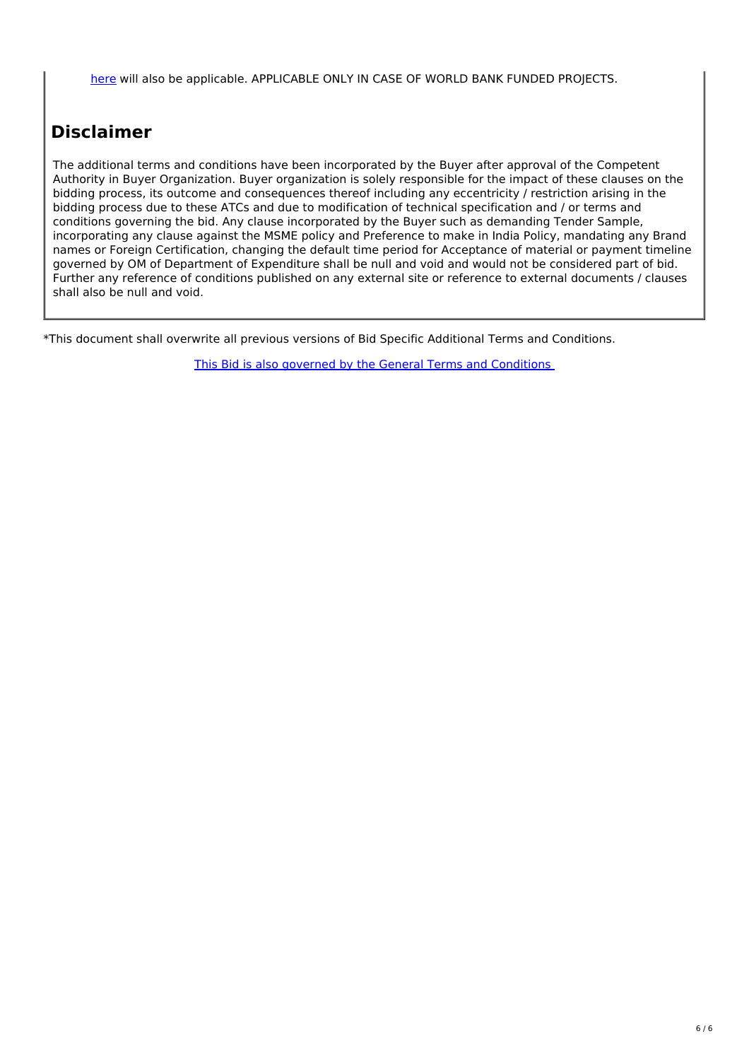here will also be applicable. APPLICABLE ONLY IN CASE OF WORLD BANK FUNDED PROJECTS.

## Disclaimer

The additional terms and conditions have been incorporated by the Buyer after approval of the Competent Authority in Buyer Organization. Buyer organization is solely responsible for the impact of these clauses on the bidding process, its outcome and consequences thereof including any eccentricity / restriction arising in the bidding process due to these ATCs and due to modification of technical specification and / or terms and conditions governing the bid. Any clause incorporated by the Buyer such as demanding Tender Sample, incorporating any clause against the MSME policy and Preference to make in India Policy, mandating any Brand names or Foreign Certification, changing the default time period for Acceptance of material or payment timeline governed by OM of Department of Expenditure shall be null and void and would not be considered part of bid. Further any reference of conditions published on any external site or reference to external documents / clauses shall also be null and void.

*This document shall overwrite all previous versions of Bid Specific Additional Terms and Conditions.

This Bid is also governed by the General Terms and Conditions